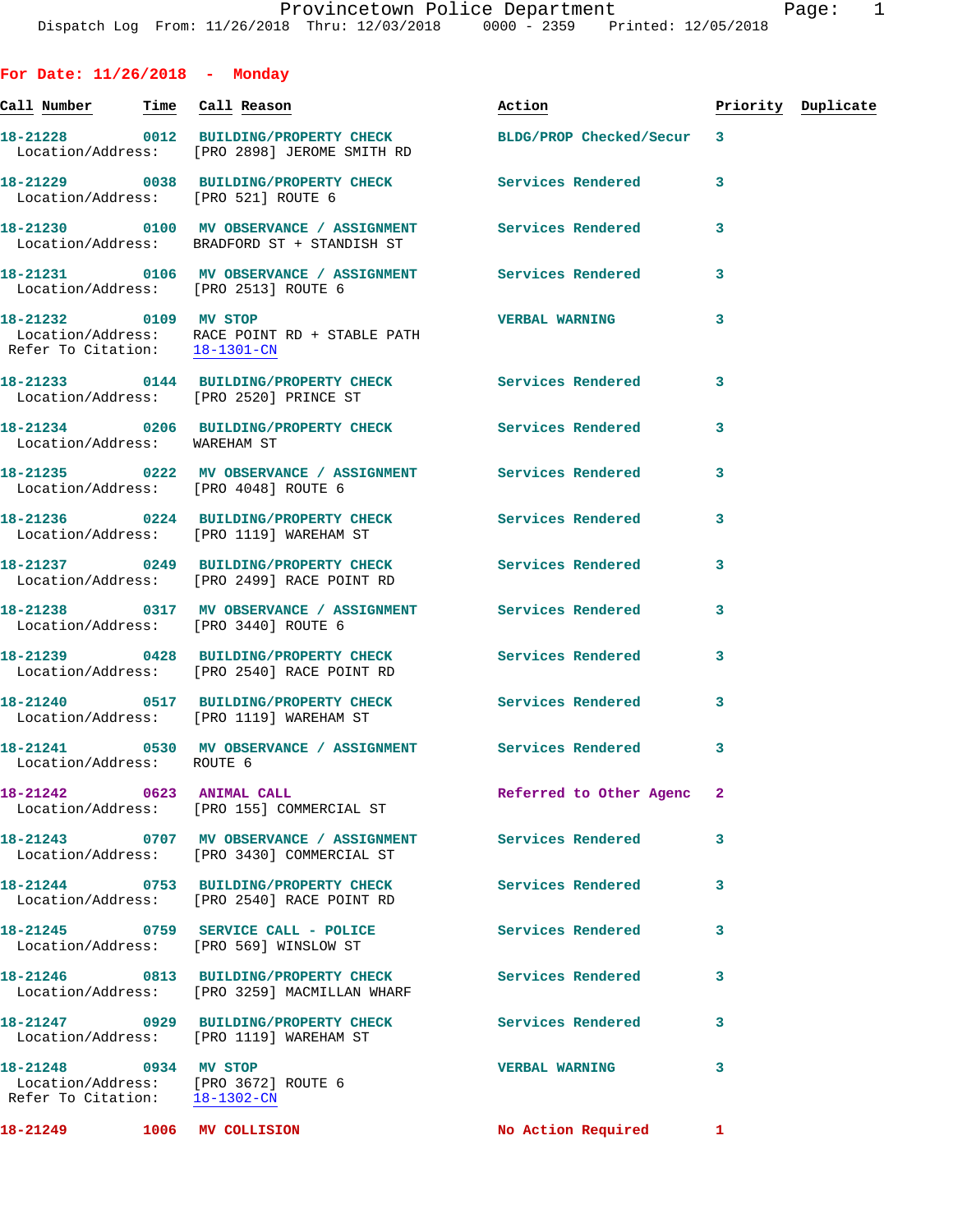Dispatch Log From: 11/26/2018 Thru: 12/03/2018 0000 - 2359 Printed: 12/05/2018

## For Date: 11/26/2018 - Monday

| Call Number | Time | Call Reason | Action | Priority | Duplicate |
|---|---|---|---|---|---|
| 18-21228 | 0012 | BUILDING/PROPERTY CHECK | BLDG/PROP Checked/Secur | 3 | |
| Location/Address: | | [PRO 2898] JEROME SMITH RD | | | |
| 18-21229 | 0038 | BUILDING/PROPERTY CHECK | Services Rendered | 3 | |
| Location/Address: | | [PRO 521] ROUTE 6 | | | |
| 18-21230 | 0100 | MV OBSERVANCE / ASSIGNMENT | Services Rendered | 3 | |
| Location/Address: | | BRADFORD ST + STANDISH ST | | | |
| 18-21231 | 0106 | MV OBSERVANCE / ASSIGNMENT | Services Rendered | 3 | |
| Location/Address: | | [PRO 2513] ROUTE 6 | | | |
| 18-21232 | 0109 | MV STOP | VERBAL WARNING | 3 | |
| Location/Address: | | RACE POINT RD + STABLE PATH | | | |
| Refer To Citation: | | 18-1301-CN | | | |
| 18-21233 | 0144 | BUILDING/PROPERTY CHECK | Services Rendered | 3 | |
| Location/Address: | | [PRO 2520] PRINCE ST | | | |
| 18-21234 | 0206 | BUILDING/PROPERTY CHECK | Services Rendered | 3 | |
| Location/Address: | | WAREHAM ST | | | |
| 18-21235 | 0222 | MV OBSERVANCE / ASSIGNMENT | Services Rendered | 3 | |
| Location/Address: | | [PRO 4048] ROUTE 6 | | | |
| 18-21236 | 0224 | BUILDING/PROPERTY CHECK | Services Rendered | 3 | |
| Location/Address: | | [PRO 1119] WAREHAM ST | | | |
| 18-21237 | 0249 | BUILDING/PROPERTY CHECK | Services Rendered | 3 | |
| Location/Address: | | [PRO 2499] RACE POINT RD | | | |
| 18-21238 | 0317 | MV OBSERVANCE / ASSIGNMENT | Services Rendered | 3 | |
| Location/Address: | | [PRO 3440] ROUTE 6 | | | |
| 18-21239 | 0428 | BUILDING/PROPERTY CHECK | Services Rendered | 3 | |
| Location/Address: | | [PRO 2540] RACE POINT RD | | | |
| 18-21240 | 0517 | BUILDING/PROPERTY CHECK | Services Rendered | 3 | |
| Location/Address: | | [PRO 1119] WAREHAM ST | | | |
| 18-21241 | 0530 | MV OBSERVANCE / ASSIGNMENT | Services Rendered | 3 | |
| Location/Address: | | ROUTE 6 | | | |
| 18-21242 | 0623 | ANIMAL CALL | Referred to Other Agenc | 2 | |
| Location/Address: | | [PRO 155] COMMERCIAL ST | | | |
| 18-21243 | 0707 | MV OBSERVANCE / ASSIGNMENT | Services Rendered | 3 | |
| Location/Address: | | [PRO 3430] COMMERCIAL ST | | | |
| 18-21244 | 0753 | BUILDING/PROPERTY CHECK | Services Rendered | 3 | |
| Location/Address: | | [PRO 2540] RACE POINT RD | | | |
| 18-21245 | 0759 | SERVICE CALL - POLICE | Services Rendered | 3 | |
| Location/Address: | | [PRO 569] WINSLOW ST | | | |
| 18-21246 | 0813 | BUILDING/PROPERTY CHECK | Services Rendered | 3 | |
| Location/Address: | | [PRO 3259] MACMILLAN WHARF | | | |
| 18-21247 | 0929 | BUILDING/PROPERTY CHECK | Services Rendered | 3 | |
| Location/Address: | | [PRO 1119] WAREHAM ST | | | |
| 18-21248 | 0934 | MV STOP | VERBAL WARNING | 3 | |
| Location/Address: | | [PRO 3672] ROUTE 6 | | | |
| Refer To Citation: | | 18-1302-CN | | | |
| 18-21249 | 1006 | MV COLLISION | No Action Required | 1 | |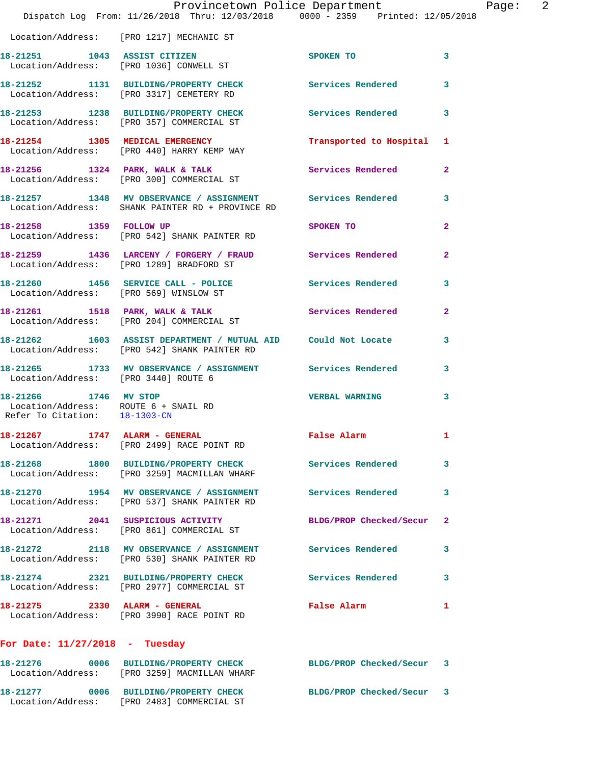Location/Address: [PRO 1217] MECHANIC ST

**18-21251 1043 ASSIST CITIZEN** SPOKEN TO 3
Location/Address: [PRO 1036] CONWELL ST

**18-21252 1131 BUILDING/PROPERTY CHECK** Services Rendered 3
Location/Address: [PRO 3317] CEMETERY RD

**18-21253 1238 BUILDING/PROPERTY CHECK** Services Rendered 3
Location/Address: [PRO 357] COMMERCIAL ST

**18-21254 1305 MEDICAL EMERGENCY** Transported to Hospital 1
Location/Address: [PRO 440] HARRY KEMP WAY

**18-21256 1324 PARK, WALK & TALK** Services Rendered 2
Location/Address: [PRO 300] COMMERCIAL ST

**18-21257 1348 MV OBSERVANCE / ASSIGNMENT** Services Rendered 3
Location/Address: SHANK PAINTER RD + PROVINCE RD

**18-21258 1359 FOLLOW UP** SPOKEN TO 2
Location/Address: [PRO 542] SHANK PAINTER RD

**18-21259 1436 LARCENY / FORGERY / FRAUD** Services Rendered 2
Location/Address: [PRO 1289] BRADFORD ST

**18-21260 1456 SERVICE CALL - POLICE** Services Rendered 3
Location/Address: [PRO 569] WINSLOW ST

**18-21261 1518 PARK, WALK & TALK** Services Rendered 2
Location/Address: [PRO 204] COMMERCIAL ST

**18-21262 1603 ASSIST DEPARTMENT / MUTUAL AID** Could Not Locate 3
Location/Address: [PRO 542] SHANK PAINTER RD

**18-21265 1733 MV OBSERVANCE / ASSIGNMENT** Services Rendered 3
Location/Address: [PRO 3440] ROUTE 6

**18-21266 1746 MV STOP** VERBAL WARNING 3
Location/Address: ROUTE 6 + SNAIL RD
Refer To Citation: 18-1303-CN

**18-21267 1747 ALARM - GENERAL** False Alarm 1
Location/Address: [PRO 2499] RACE POINT RD

**18-21268 1800 BUILDING/PROPERTY CHECK** Services Rendered 3
Location/Address: [PRO 3259] MACMILLAN WHARF

**18-21270 1954 MV OBSERVANCE / ASSIGNMENT** Services Rendered 3
Location/Address: [PRO 537] SHANK PAINTER RD

**18-21271 2041 SUSPICIOUS ACTIVITY** BLDG/PROP Checked/Secur 2
Location/Address: [PRO 861] COMMERCIAL ST

**18-21272 2118 MV OBSERVANCE / ASSIGNMENT** Services Rendered 3
Location/Address: [PRO 530] SHANK PAINTER RD

**18-21274 2321 BUILDING/PROPERTY CHECK** Services Rendered 3
Location/Address: [PRO 2977] COMMERCIAL ST

**18-21275 2330 ALARM - GENERAL** False Alarm 1
Location/Address: [PRO 3990] RACE POINT RD

## For Date: 11/27/2018 - Tuesday

**18-21276 0006 BUILDING/PROPERTY CHECK** BLDG/PROP Checked/Secur 3
Location/Address: [PRO 3259] MACMILLAN WHARF

**18-21277 0006 BUILDING/PROPERTY CHECK** BLDG/PROP Checked/Secur 3
Location/Address: [PRO 2483] COMMERCIAL ST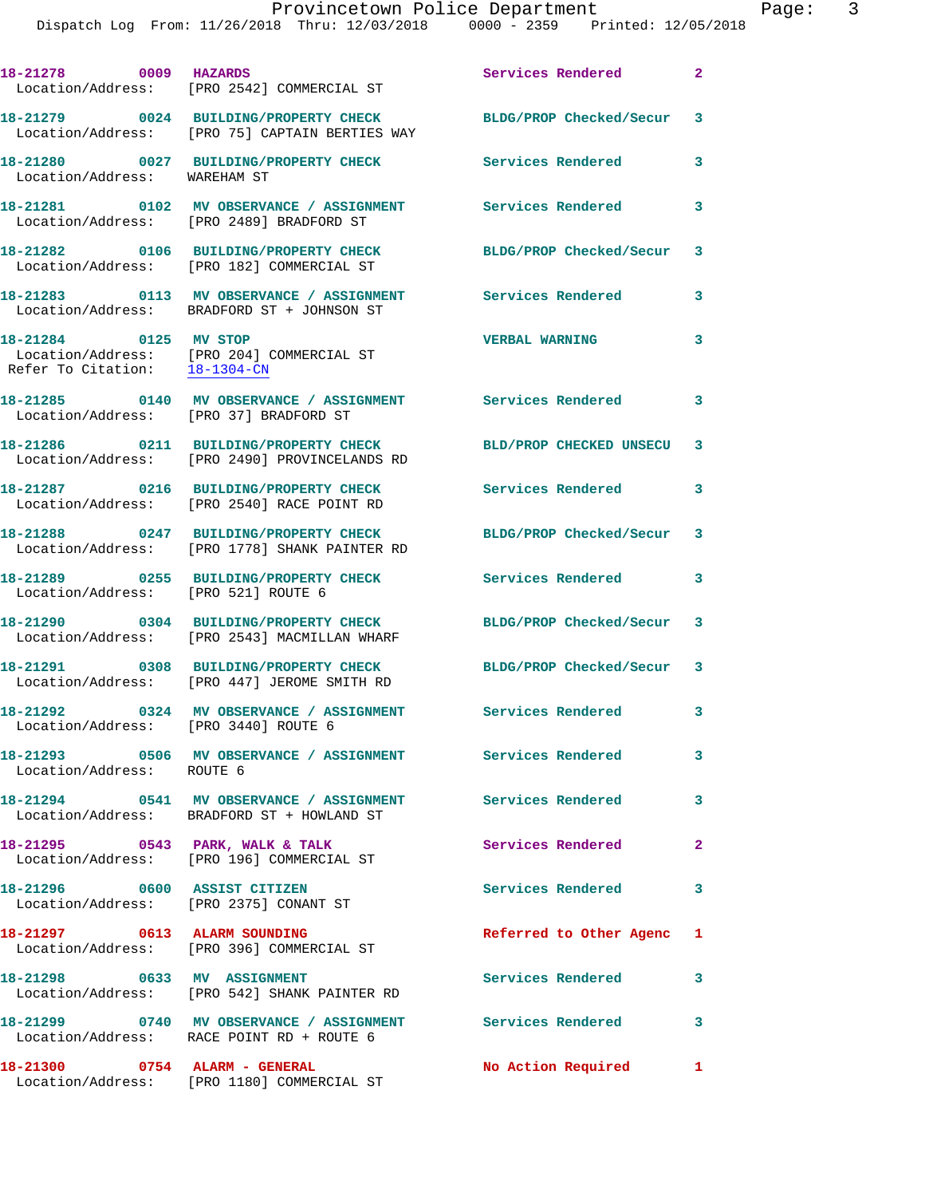| Call Number | Time | Call Reason | Action | Priority |
|---|---|---|---|---|
| 18-21278 | 0009 | HAZARDS | Services Rendered | 2 |
| Location/Address: [PRO 2542] COMMERCIAL ST | | | | |
| 18-21279 | 0024 | BUILDING/PROPERTY CHECK | BLDG/PROP Checked/Secur | 3 |
| Location/Address: [PRO 75] CAPTAIN BERTIES WAY | | | | |
| 18-21280 | 0027 | BUILDING/PROPERTY CHECK | Services Rendered | 3 |
| Location/Address: WAREHAM ST | | | | |
| 18-21281 | 0102 | MV OBSERVANCE / ASSIGNMENT | Services Rendered | 3 |
| Location/Address: [PRO 2489] BRADFORD ST | | | | |
| 18-21282 | 0106 | BUILDING/PROPERTY CHECK | BLDG/PROP Checked/Secur | 3 |
| Location/Address: [PRO 182] COMMERCIAL ST | | | | |
| 18-21283 | 0113 | MV OBSERVANCE / ASSIGNMENT | Services Rendered | 3 |
| Location/Address: BRADFORD ST + JOHNSON ST | | | | |
| 18-21284 | 0125 | MV STOP | VERBAL WARNING | 3 |
| Location/Address: [PRO 204] COMMERCIAL ST | | | | |
| Refer To Citation: 18-1304-CN | | | | |
| 18-21285 | 0140 | MV OBSERVANCE / ASSIGNMENT | Services Rendered | 3 |
| Location/Address: [PRO 37] BRADFORD ST | | | | |
| 18-21286 | 0211 | BUILDING/PROPERTY CHECK | BLD/PROP CHECKED UNSECU | 3 |
| Location/Address: [PRO 2490] PROVINCELANDS RD | | | | |
| 18-21287 | 0216 | BUILDING/PROPERTY CHECK | Services Rendered | 3 |
| Location/Address: [PRO 2540] RACE POINT RD | | | | |
| 18-21288 | 0247 | BUILDING/PROPERTY CHECK | BLDG/PROP Checked/Secur | 3 |
| Location/Address: [PRO 1778] SHANK PAINTER RD | | | | |
| 18-21289 | 0255 | BUILDING/PROPERTY CHECK | Services Rendered | 3 |
| Location/Address: [PRO 521] ROUTE 6 | | | | |
| 18-21290 | 0304 | BUILDING/PROPERTY CHECK | BLDG/PROP Checked/Secur | 3 |
| Location/Address: [PRO 2543] MACMILLAN WHARF | | | | |
| 18-21291 | 0308 | BUILDING/PROPERTY CHECK | BLDG/PROP Checked/Secur | 3 |
| Location/Address: [PRO 447] JEROME SMITH RD | | | | |
| 18-21292 | 0324 | MV OBSERVANCE / ASSIGNMENT | Services Rendered | 3 |
| Location/Address: [PRO 3440] ROUTE 6 | | | | |
| 18-21293 | 0506 | MV OBSERVANCE / ASSIGNMENT | Services Rendered | 3 |
| Location/Address: ROUTE 6 | | | | |
| 18-21294 | 0541 | MV OBSERVANCE / ASSIGNMENT | Services Rendered | 3 |
| Location/Address: BRADFORD ST + HOWLAND ST | | | | |
| 18-21295 | 0543 | PARK, WALK & TALK | Services Rendered | 2 |
| Location/Address: [PRO 196] COMMERCIAL ST | | | | |
| 18-21296 | 0600 | ASSIST CITIZEN | Services Rendered | 3 |
| Location/Address: [PRO 2375] CONANT ST | | | | |
| 18-21297 | 0613 | ALARM SOUNDING | Referred to Other Agenc | 1 |
| Location/Address: [PRO 396] COMMERCIAL ST | | | | |
| 18-21298 | 0633 | MV ASSIGNMENT | Services Rendered | 3 |
| Location/Address: [PRO 542] SHANK PAINTER RD | | | | |
| 18-21299 | 0740 | MV OBSERVANCE / ASSIGNMENT | Services Rendered | 3 |
| Location/Address: RACE POINT RD + ROUTE 6 | | | | |
| 18-21300 | 0754 | ALARM - GENERAL | No Action Required | 1 |
| Location/Address: [PRO 1180] COMMERCIAL ST | | | | |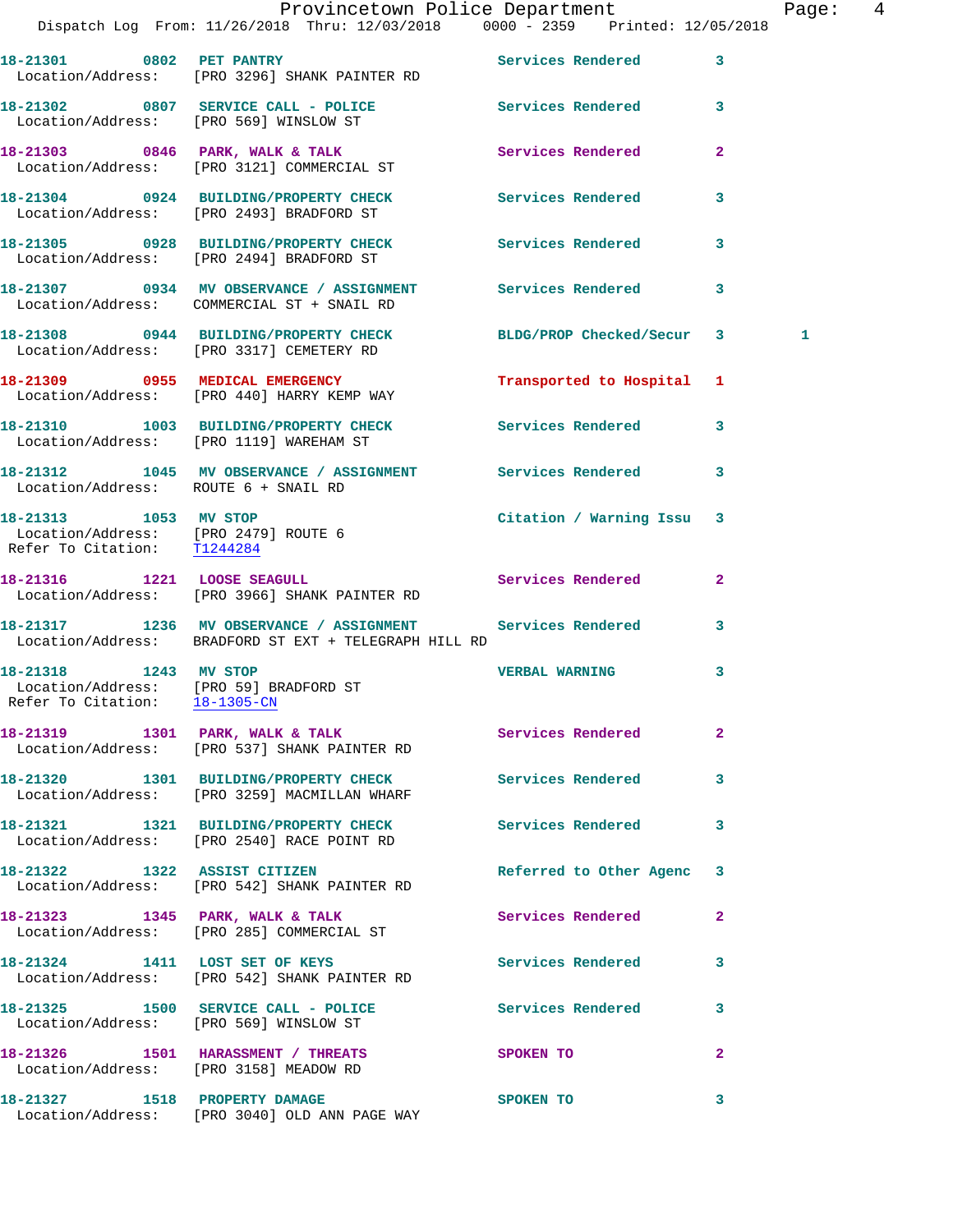18-21301 0802 PET PANTRY Services Rendered 3
Location/Address: [PRO 3296] SHANK PAINTER RD

18-21302 0807 SERVICE CALL - POLICE Services Rendered 3
Location/Address: [PRO 569] WINSLOW ST

18-21303 0846 PARK, WALK & TALK Services Rendered 2
Location/Address: [PRO 3121] COMMERCIAL ST

18-21304 0924 BUILDING/PROPERTY CHECK Services Rendered 3
Location/Address: [PRO 2493] BRADFORD ST

18-21305 0928 BUILDING/PROPERTY CHECK Services Rendered 3
Location/Address: [PRO 2494] BRADFORD ST

18-21307 0934 MV OBSERVANCE / ASSIGNMENT Services Rendered 3
Location/Address: COMMERCIAL ST + SNAIL RD

18-21308 0944 BUILDING/PROPERTY CHECK BLDG/PROP Checked/Secur 3 1
Location/Address: [PRO 3317] CEMETERY RD

18-21309 0955 MEDICAL EMERGENCY Transported to Hospital 1
Location/Address: [PRO 440] HARRY KEMP WAY

18-21310 1003 BUILDING/PROPERTY CHECK Services Rendered 3
Location/Address: [PRO 1119] WAREHAM ST

18-21312 1045 MV OBSERVANCE / ASSIGNMENT Services Rendered 3
Location/Address: ROUTE 6 + SNAIL RD

18-21313 1053 MV STOP Citation / Warning Issu 3
Location/Address: [PRO 2479] ROUTE 6
Refer To Citation: T1244284

18-21316 1221 LOOSE SEAGULL Services Rendered 2
Location/Address: [PRO 3966] SHANK PAINTER RD

18-21317 1236 MV OBSERVANCE / ASSIGNMENT Services Rendered 3
Location/Address: BRADFORD ST EXT + TELEGRAPH HILL RD

18-21318 1243 MV STOP VERBAL WARNING 3
Location/Address: [PRO 59] BRADFORD ST
Refer To Citation: 18-1305-CN

18-21319 1301 PARK, WALK & TALK Services Rendered 2
Location/Address: [PRO 537] SHANK PAINTER RD

18-21320 1301 BUILDING/PROPERTY CHECK Services Rendered 3
Location/Address: [PRO 3259] MACMILLAN WHARF

18-21321 1321 BUILDING/PROPERTY CHECK Services Rendered 3
Location/Address: [PRO 2540] RACE POINT RD

18-21322 1322 ASSIST CITIZEN Referred to Other Agenc 3
Location/Address: [PRO 542] SHANK PAINTER RD

18-21323 1345 PARK, WALK & TALK Services Rendered 2
Location/Address: [PRO 285] COMMERCIAL ST

18-21324 1411 LOST SET OF KEYS Services Rendered 3
Location/Address: [PRO 542] SHANK PAINTER RD

18-21325 1500 SERVICE CALL - POLICE Services Rendered 3
Location/Address: [PRO 569] WINSLOW ST

18-21326 1501 HARASSMENT / THREATS SPOKEN TO 2
Location/Address: [PRO 3158] MEADOW RD

18-21327 1518 PROPERTY DAMAGE SPOKEN TO 3
Location/Address: [PRO 3040] OLD ANN PAGE WAY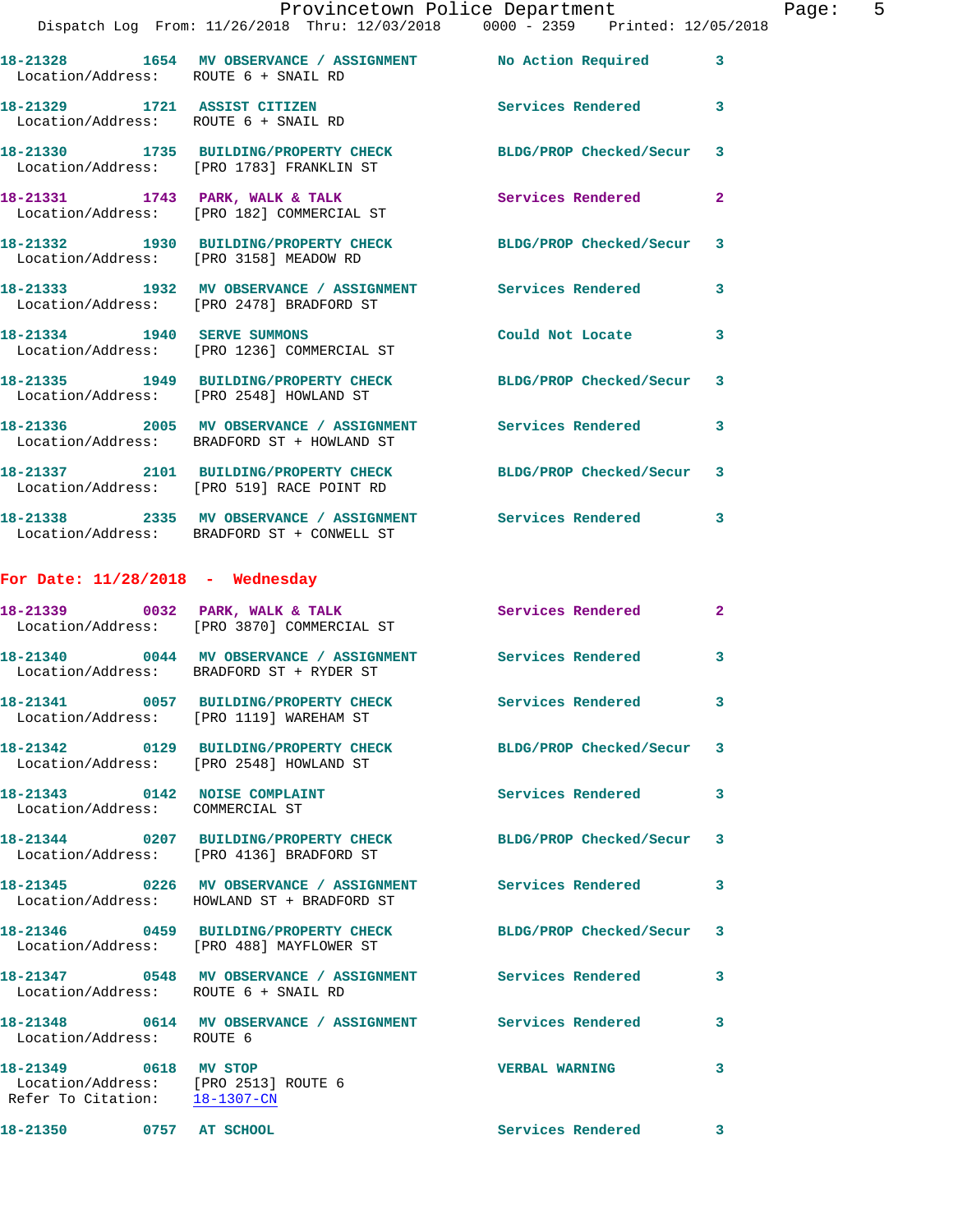18-21328 1654 MV OBSERVANCE / ASSIGNMENT No Action Required 3
Location/Address: ROUTE 6 + SNAIL RD

18-21329 1721 ASSIST CITIZEN Services Rendered 3
Location/Address: ROUTE 6 + SNAIL RD

18-21330 1735 BUILDING/PROPERTY CHECK BLDG/PROP Checked/Secur 3
Location/Address: [PRO 1783] FRANKLIN ST

18-21331 1743 PARK, WALK & TALK Services Rendered 2
Location/Address: [PRO 182] COMMERCIAL ST

18-21332 1930 BUILDING/PROPERTY CHECK BLDG/PROP Checked/Secur 3
Location/Address: [PRO 3158] MEADOW RD

18-21333 1932 MV OBSERVANCE / ASSIGNMENT Services Rendered 3
Location/Address: [PRO 2478] BRADFORD ST

18-21334 1940 SERVE SUMMONS Could Not Locate 3
Location/Address: [PRO 1236] COMMERCIAL ST

18-21335 1949 BUILDING/PROPERTY CHECK BLDG/PROP Checked/Secur 3
Location/Address: [PRO 2548] HOWLAND ST

18-21336 2005 MV OBSERVANCE / ASSIGNMENT Services Rendered 3
Location/Address: BRADFORD ST + HOWLAND ST

18-21337 2101 BUILDING/PROPERTY CHECK BLDG/PROP Checked/Secur 3
Location/Address: [PRO 519] RACE POINT RD

18-21338 2335 MV OBSERVANCE / ASSIGNMENT Services Rendered 3
Location/Address: BRADFORD ST + CONWELL ST

## For Date: 11/28/2018 - Wednesday

18-21339 0032 PARK, WALK & TALK Services Rendered 2
Location/Address: [PRO 3870] COMMERCIAL ST

18-21340 0044 MV OBSERVANCE / ASSIGNMENT Services Rendered 3
Location/Address: BRADFORD ST + RYDER ST

18-21341 0057 BUILDING/PROPERTY CHECK Services Rendered 3
Location/Address: [PRO 1119] WAREHAM ST

18-21342 0129 BUILDING/PROPERTY CHECK BLDG/PROP Checked/Secur 3
Location/Address: [PRO 2548] HOWLAND ST

18-21343 0142 NOISE COMPLAINT Services Rendered 3
Location/Address: COMMERCIAL ST

18-21344 0207 BUILDING/PROPERTY CHECK BLDG/PROP Checked/Secur 3
Location/Address: [PRO 4136] BRADFORD ST

18-21345 0226 MV OBSERVANCE / ASSIGNMENT Services Rendered 3
Location/Address: HOWLAND ST + BRADFORD ST

18-21346 0459 BUILDING/PROPERTY CHECK BLDG/PROP Checked/Secur 3
Location/Address: [PRO 488] MAYFLOWER ST

18-21347 0548 MV OBSERVANCE / ASSIGNMENT Services Rendered 3
Location/Address: ROUTE 6 + SNAIL RD

18-21348 0614 MV OBSERVANCE / ASSIGNMENT Services Rendered 3
Location/Address: ROUTE 6

18-21349 0618 MV STOP VERBAL WARNING 3
Location/Address: [PRO 2513] ROUTE 6
Refer To Citation: 18-1307-CN

18-21350 0757 AT SCHOOL Services Rendered 3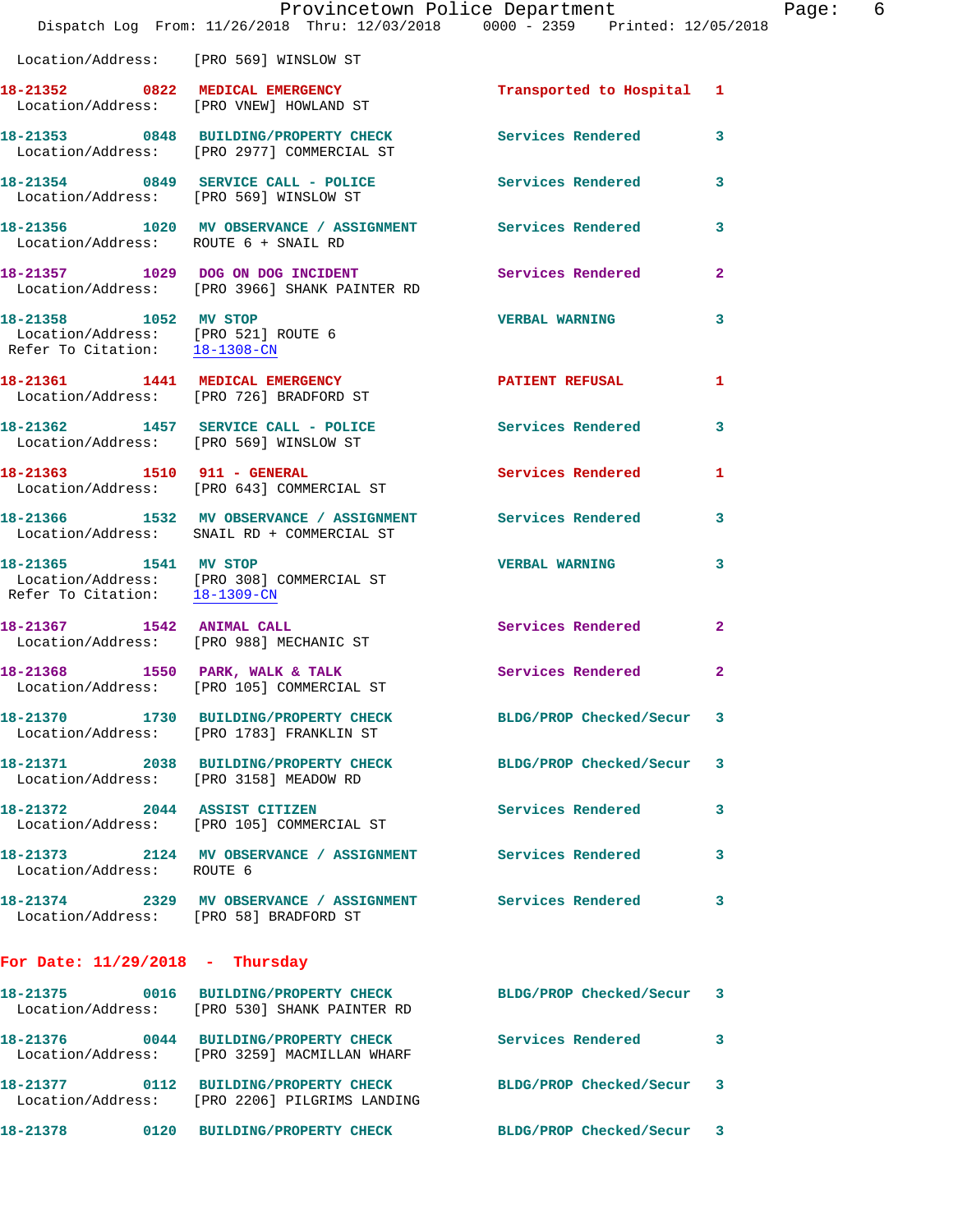Location/Address: [PRO 569] WINSLOW ST

**18-21352 0822 MEDICAL EMERGENCY** Transported to Hospital 1
Location/Address: [PRO VNEW] HOWLAND ST

**18-21353 0848 BUILDING/PROPERTY CHECK** Services Rendered 3
Location/Address: [PRO 2977] COMMERCIAL ST

**18-21354 0849 SERVICE CALL - POLICE** Services Rendered 3
Location/Address: [PRO 569] WINSLOW ST

**18-21356 1020 MV OBSERVATION / ASSIGNMENT** Services Rendered 3
Location/Address: ROUTE 6 + SNAIL RD

**18-21357 1029 DOG ON DOG INCIDENT** Services Rendered 2
Location/Address: [PRO 3966] SHANK PAINTER RD

**18-21358 1052 MV STOP** VERBAL WARNING 3
Location/Address: [PRO 521] ROUTE 6
Refer To Citation: 18-1308-CN

**18-21361 1441 MEDICAL EMERGENCY** PATIENT REFUSAL 1
Location/Address: [PRO 726] BRADFORD ST

**18-21362 1457 SERVICE CALL - POLICE** Services Rendered 3
Location/Address: [PRO 569] WINSLOW ST

**18-21363 1510 911 - GENERAL** Services Rendered 1
Location/Address: [PRO 643] COMMERCIAL ST

**18-21366 1532 MV OBSERVATION / ASSIGNMENT** Services Rendered 3
Location/Address: SNAIL RD + COMMERCIAL ST

**18-21365 1541 MV STOP** VERBAL WARNING 3
Location/Address: [PRO 308] COMMERCIAL ST
Refer To Citation: 18-1309-CN

**18-21367 1542 ANIMAL CALL** Services Rendered 2
Location/Address: [PRO 988] MECHANIC ST

**18-21368 1550 PARK, WALK & TALK** Services Rendered 2
Location/Address: [PRO 105] COMMERCIAL ST

**18-21370 1730 BUILDING/PROPERTY CHECK** BLDG/PROP Checked/Secur 3
Location/Address: [PRO 1783] FRANKLIN ST

**18-21371 2038 BUILDING/PROPERTY CHECK** BLDG/PROP Checked/Secur 3
Location/Address: [PRO 3158] MEADOW RD

**18-21372 2044 ASSIST CITIZEN** Services Rendered 3
Location/Address: [PRO 105] COMMERCIAL ST

**18-21373 2124 MV OBSERVATION / ASSIGNMENT** Services Rendered 3
Location/Address: ROUTE 6

**18-21374 2329 MV OBSERVATION / ASSIGNMENT** Services Rendered 3
Location/Address: [PRO 58] BRADFORD ST

## For Date: 11/29/2018 - Thursday

**18-21375 0016 BUILDING/PROPERTY CHECK** BLDG/PROP Checked/Secur 3
Location/Address: [PRO 530] SHANK PAINTER RD

**18-21376 0044 BUILDING/PROPERTY CHECK** Services Rendered 3
Location/Address: [PRO 3259] MACMILLAN WHARF

**18-21377 0112 BUILDING/PROPERTY CHECK** BLDG/PROP Checked/Secur 3
Location/Address: [PRO 2206] PILGRIMS LANDING

**18-21378 0120 BUILDING/PROPERTY CHECK** BLDG/PROP Checked/Secur 3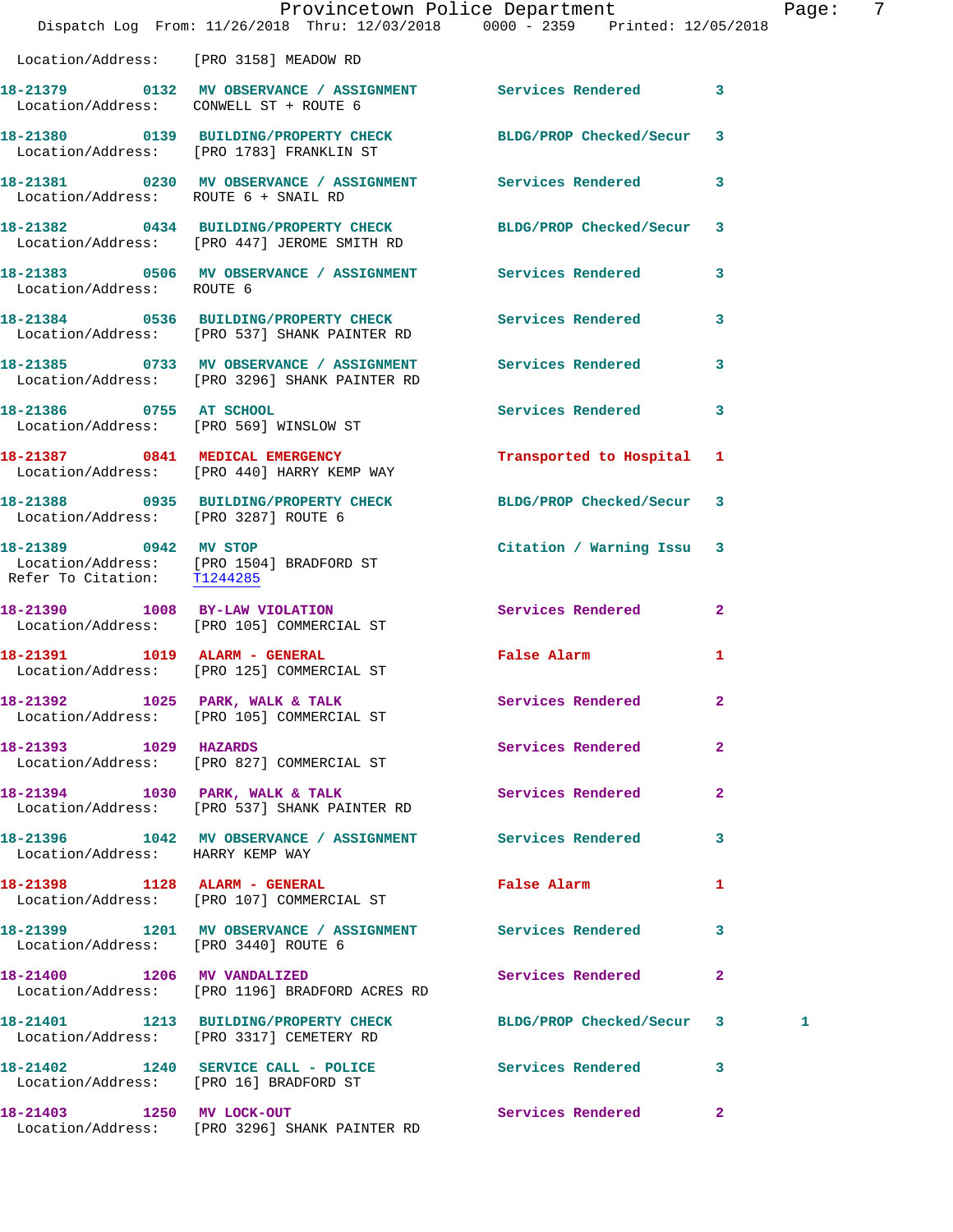Location/Address: [PRO 3158] MEADOW RD

18-21379 0132 MV OBSERVANCE / ASSIGNMENT Services Rendered 3
Location/Address: CONWELL ST + ROUTE 6

18-21380 0139 BUILDING/PROPERTY CHECK BLDG/PROP Checked/Secur 3
Location/Address: [PRO 1783] FRANKLIN ST

18-21381 0230 MV OBSERVANCE / ASSIGNMENT Services Rendered 3
Location/Address: ROUTE 6 + SNAIL RD

18-21382 0434 BUILDING/PROPERTY CHECK BLDG/PROP Checked/Secur 3
Location/Address: [PRO 447] JEROME SMITH RD

18-21383 0506 MV OBSERVANCE / ASSIGNMENT Services Rendered 3
Location/Address: ROUTE 6

18-21384 0536 BUILDING/PROPERTY CHECK Services Rendered 3
Location/Address: [PRO 537] SHANK PAINTER RD

18-21385 0733 MV OBSERVANCE / ASSIGNMENT Services Rendered 3
Location/Address: [PRO 3296] SHANK PAINTER RD

18-21386 0755 AT SCHOOL Services Rendered 3
Location/Address: [PRO 569] WINSLOW ST

18-21387 0841 MEDICAL EMERGENCY Transported to Hospital 1
Location/Address: [PRO 440] HARRY KEMP WAY

18-21388 0935 BUILDING/PROPERTY CHECK BLDG/PROP Checked/Secur 3
Location/Address: [PRO 3287] ROUTE 6

18-21389 0942 MV STOP Citation / Warning Issu 3
Location/Address: [PRO 1504] BRADFORD ST
Refer To Citation: T1244285

18-21390 1008 BY-LAW VIOLATION Services Rendered 2
Location/Address: [PRO 105] COMMERCIAL ST

18-21391 1019 ALARM - GENERAL False Alarm 1
Location/Address: [PRO 125] COMMERCIAL ST

18-21392 1025 PARK, WALK & TALK Services Rendered 2
Location/Address: [PRO 105] COMMERCIAL ST

18-21393 1029 HAZARDS Services Rendered 2
Location/Address: [PRO 827] COMMERCIAL ST

18-21394 1030 PARK, WALK & TALK Services Rendered 2
Location/Address: [PRO 537] SHANK PAINTER RD

18-21396 1042 MV OBSERVANCE / ASSIGNMENT Services Rendered 3
Location/Address: HARRY KEMP WAY

18-21398 1128 ALARM - GENERAL False Alarm 1
Location/Address: [PRO 107] COMMERCIAL ST

18-21399 1201 MV OBSERVANCE / ASSIGNMENT Services Rendered 3
Location/Address: [PRO 3440] ROUTE 6

18-21400 1206 MV VANDALIZED Services Rendered 2
Location/Address: [PRO 1196] BRADFORD ACRES RD

18-21401 1213 BUILDING/PROPERTY CHECK BLDG/PROP Checked/Secur 3 1
Location/Address: [PRO 3317] CEMETERY RD

18-21402 1240 SERVICE CALL - POLICE Services Rendered 3
Location/Address: [PRO 16] BRADFORD ST

18-21403 1250 MV LOCK-OUT Services Rendered 2
Location/Address: [PRO 3296] SHANK PAINTER RD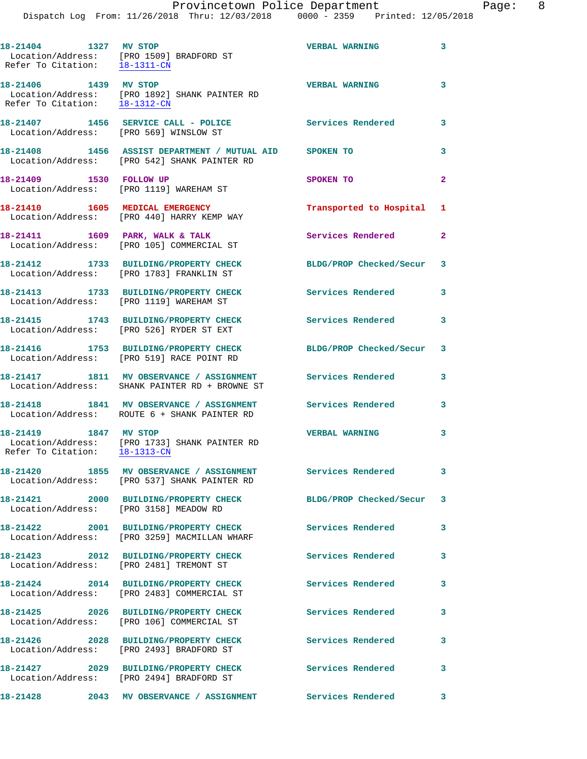18-21404 1327 MV STOP VERBAL WARNING 3
 Location/Address: [PRO 1509] BRADFORD ST
 Refer To Citation: 18-1311-CN

18-21406 1439 MV STOP VERBAL WARNING 3
 Location/Address: [PRO 1892] SHANK PAINTER RD
 Refer To Citation: 18-1312-CN

18-21407 1456 SERVICE CALL - POLICE Services Rendered 3
 Location/Address: [PRO 569] WINSLOW ST

18-21408 1456 ASSIST DEPARTMENT / MUTUAL AID SPOKEN TO 3
 Location/Address: [PRO 542] SHANK PAINTER RD

18-21409 1530 FOLLOW UP SPOKEN TO 2
 Location/Address: [PRO 1119] WAREHAM ST

18-21410 1605 MEDICAL EMERGENCY Transported to Hospital 1
 Location/Address: [PRO 440] HARRY KEMP WAY

18-21411 1609 PARK, WALK & TALK Services Rendered 2
 Location/Address: [PRO 105] COMMERCIAL ST

18-21412 1733 BUILDING/PROPERTY CHECK BLDG/PROP Checked/Secur 3
 Location/Address: [PRO 1783] FRANKLIN ST

18-21413 1733 BUILDING/PROPERTY CHECK Services Rendered 3
 Location/Address: [PRO 1119] WAREHAM ST

18-21415 1743 BUILDING/PROPERTY CHECK Services Rendered 3
 Location/Address: [PRO 526] RYDER ST EXT

18-21416 1753 BUILDING/PROPERTY CHECK BLDG/PROP Checked/Secur 3
 Location/Address: [PRO 519] RACE POINT RD

18-21417 1811 MV OBSERVANCE / ASSIGNMENT Services Rendered 3
 Location/Address: SHANK PAINTER RD + BROWNE ST

18-21418 1841 MV OBSERVANCE / ASSIGNMENT Services Rendered 3
 Location/Address: ROUTE 6 + SHANK PAINTER RD

18-21419 1847 MV STOP VERBAL WARNING 3
 Location/Address: [PRO 1733] SHANK PAINTER RD
 Refer To Citation: 18-1313-CN

18-21420 1855 MV OBSERVANCE / ASSIGNMENT Services Rendered 3
 Location/Address: [PRO 537] SHANK PAINTER RD

18-21421 2000 BUILDING/PROPERTY CHECK BLDG/PROP Checked/Secur 3
 Location/Address: [PRO 3158] MEADOW RD

18-21422 2001 BUILDING/PROPERTY CHECK Services Rendered 3
 Location/Address: [PRO 3259] MACMILLAN WHARF

18-21423 2012 BUILDING/PROPERTY CHECK Services Rendered 3
 Location/Address: [PRO 2481] TREMONT ST

18-21424 2014 BUILDING/PROPERTY CHECK Services Rendered 3
 Location/Address: [PRO 2483] COMMERCIAL ST

18-21425 2026 BUILDING/PROPERTY CHECK Services Rendered 3
 Location/Address: [PRO 106] COMMERCIAL ST

18-21426 2028 BUILDING/PROPERTY CHECK Services Rendered 3
 Location/Address: [PRO 2493] BRADFORD ST

18-21427 2029 BUILDING/PROPERTY CHECK Services Rendered 3
 Location/Address: [PRO 2494] BRADFORD ST

18-21428 2043 MV OBSERVANCE / ASSIGNMENT Services Rendered 3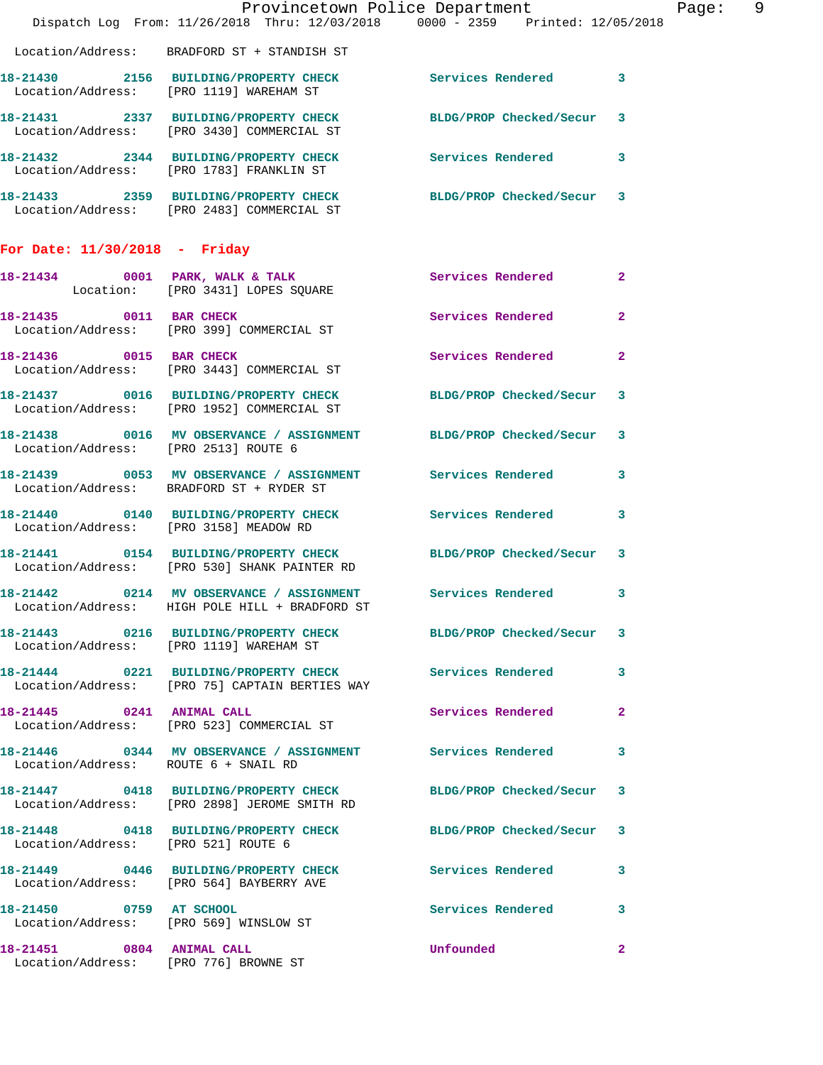Location/Address: BRADFORD ST + STANDISH ST

**18-21430** 2156 **BUILDING/PROPERTY CHECK** Services Rendered 3
Location/Address: [PRO 1119] WAREHAM ST

**18-21431** 2337 **BUILDING/PROPERTY CHECK** BLDG/PROP Checked/Secur 3
Location/Address: [PRO 3430] COMMERCIAL ST

**18-21432** 2344 **BUILDING/PROPERTY CHECK** Services Rendered 3
Location/Address: [PRO 1783] FRANKLIN ST

**18-21433** 2359 **BUILDING/PROPERTY CHECK** BLDG/PROP Checked/Secur 3
Location/Address: [PRO 2483] COMMERCIAL ST

## For Date: 11/30/2018 - Friday

**18-21434** 0001 **PARK, WALK & TALK** Services Rendered 2
Location: [PRO 3431] LOPES SQUARE

**18-21435** 0011 **BAR CHECK** Services Rendered 2
Location/Address: [PRO 399] COMMERCIAL ST

**18-21436** 0015 **BAR CHECK** Services Rendered 2
Location/Address: [PRO 3443] COMMERCIAL ST

**18-21437** 0016 **BUILDING/PROPERTY CHECK** BLDG/PROP Checked/Secur 3
Location/Address: [PRO 1952] COMMERCIAL ST

**18-21438** 0016 **MV OBSERVANCE / ASSIGNMENT** BLDG/PROP Checked/Secur 3
Location/Address: [PRO 2513] ROUTE 6

**18-21439** 0053 **MV OBSERVANCE / ASSIGNMENT** Services Rendered 3
Location/Address: BRADFORD ST + RYDER ST

**18-21440** 0140 **BUILDING/PROPERTY CHECK** Services Rendered 3
Location/Address: [PRO 3158] MEADOW RD

**18-21441** 0154 **BUILDING/PROPERTY CHECK** BLDG/PROP Checked/Secur 3
Location/Address: [PRO 530] SHANK PAINTER RD

**18-21442** 0214 **MV OBSERVANCE / ASSIGNMENT** Services Rendered 3
Location/Address: HIGH POLE HILL + BRADFORD ST

**18-21443** 0216 **BUILDING/PROPERTY CHECK** BLDG/PROP Checked/Secur 3
Location/Address: [PRO 1119] WAREHAM ST

**18-21444** 0221 **BUILDING/PROPERTY CHECK** Services Rendered 3
Location/Address: [PRO 75] CAPTAIN BERTIES WAY

**18-21445** 0241 **ANIMAL CALL** Services Rendered 2
Location/Address: [PRO 523] COMMERCIAL ST

**18-21446** 0344 **MV OBSERVANCE / ASSIGNMENT** Services Rendered 3
Location/Address: ROUTE 6 + SNAIL RD

**18-21447** 0418 **BUILDING/PROPERTY CHECK** BLDG/PROP Checked/Secur 3
Location/Address: [PRO 2898] JEROME SMITH RD

**18-21448** 0418 **BUILDING/PROPERTY CHECK** BLDG/PROP Checked/Secur 3
Location/Address: [PRO 521] ROUTE 6

**18-21449** 0446 **BUILDING/PROPERTY CHECK** Services Rendered 3
Location/Address: [PRO 564] BAYBERRY AVE

**18-21450** 0759 **AT SCHOOL** Services Rendered 3
Location/Address: [PRO 569] WINSLOW ST

**18-21451** 0804 **ANIMAL CALL** Unfounded 2
Location/Address: [PRO 776] BROWNE ST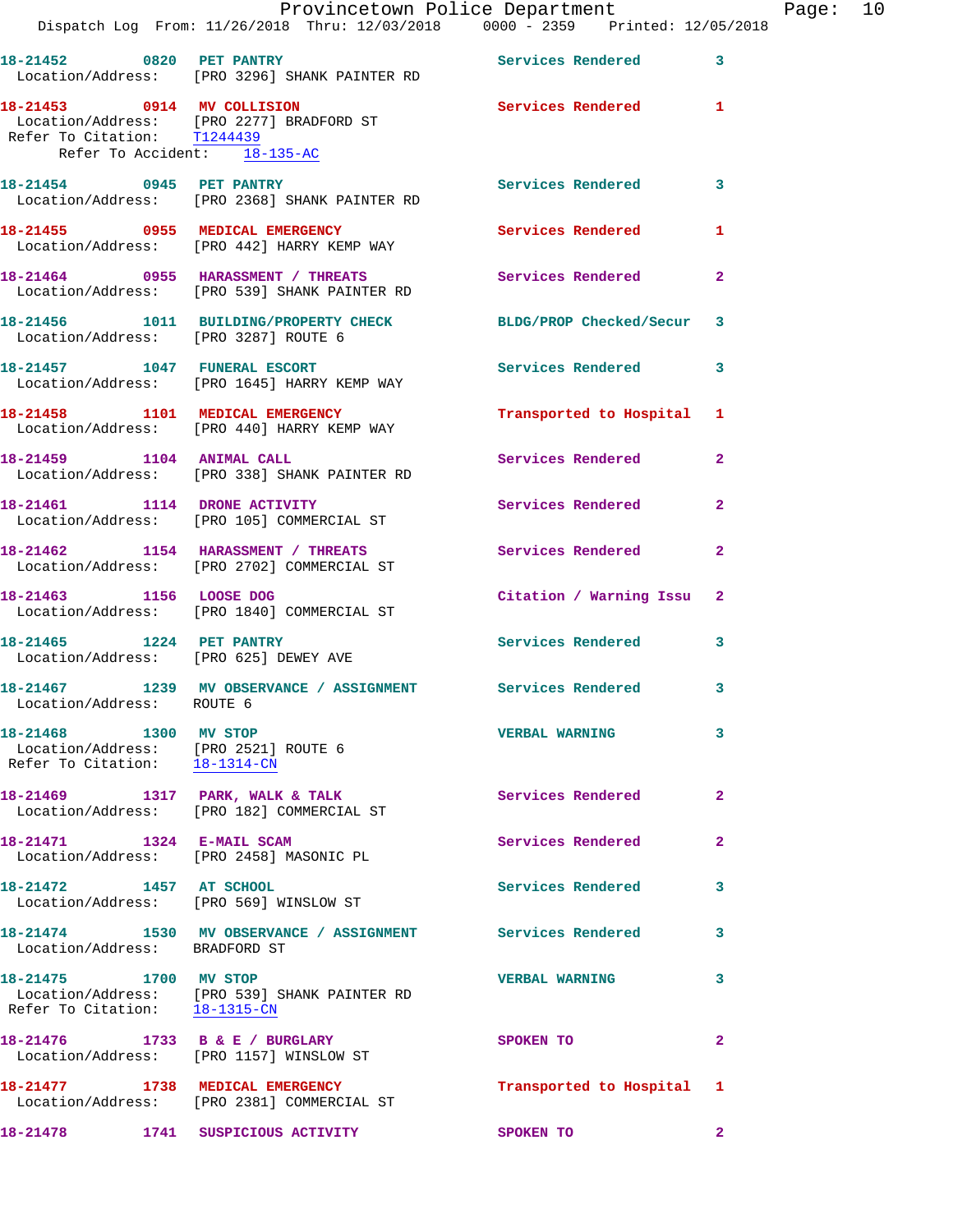18-21452 0820 PET PANTRY Services Rendered 3
Location/Address: [PRO 3296] SHANK PAINTER RD

18-21453 0914 MV COLLISION Services Rendered 1
Location/Address: [PRO 2277] BRADFORD ST
Refer To Citation: T1244439
Refer To Accident: 18-135-AC

18-21454 0945 PET PANTRY Services Rendered 3
Location/Address: [PRO 2368] SHANK PAINTER RD

18-21455 0955 MEDICAL EMERGENCY Services Rendered 1
Location/Address: [PRO 442] HARRY KEMP WAY

18-21464 0955 HARASSMENT / THREATS Services Rendered 2
Location/Address: [PRO 539] SHANK PAINTER RD

18-21456 1011 BUILDING/PROPERTY CHECK BLDG/PROP Checked/Secur 3
Location/Address: [PRO 3287] ROUTE 6

18-21457 1047 FUNERAL ESCORT Services Rendered 3
Location/Address: [PRO 1645] HARRY KEMP WAY

18-21458 1101 MEDICAL EMERGENCY Transported to Hospital 1
Location/Address: [PRO 440] HARRY KEMP WAY

18-21459 1104 ANIMAL CALL Services Rendered 2
Location/Address: [PRO 338] SHANK PAINTER RD

18-21461 1114 DRONE ACTIVITY Services Rendered 2
Location/Address: [PRO 105] COMMERCIAL ST

18-21462 1154 HARASSMENT / THREATS Services Rendered 2
Location/Address: [PRO 2702] COMMERCIAL ST

18-21463 1156 LOOSE DOG Citation / Warning Issu 2
Location/Address: [PRO 1840] COMMERCIAL ST

18-21465 1224 PET PANTRY Services Rendered 3
Location/Address: [PRO 625] DEWEY AVE

18-21467 1239 MV OBSERVANCE / ASSIGNMENT Services Rendered 3
Location/Address: ROUTE 6

18-21468 1300 MV STOP VERBAL WARNING 3
Location/Address: [PRO 2521] ROUTE 6
Refer To Citation: 18-1314-CN

18-21469 1317 PARK, WALK & TALK Services Rendered 2
Location/Address: [PRO 182] COMMERCIAL ST

18-21471 1324 E-MAIL SCAM Services Rendered 2
Location/Address: [PRO 2458] MASONIC PL

18-21472 1457 AT SCHOOL Services Rendered 3
Location/Address: [PRO 569] WINSLOW ST

18-21474 1530 MV OBSERVANCE / ASSIGNMENT Services Rendered 3
Location/Address: BRADFORD ST

18-21475 1700 MV STOP VERBAL WARNING 3
Location/Address: [PRO 539] SHANK PAINTER RD
Refer To Citation: 18-1315-CN

18-21476 1733 B & E / BURGLARY SPOKEN TO 2
Location/Address: [PRO 1157] WINSLOW ST

18-21477 1738 MEDICAL EMERGENCY Transported to Hospital 1
Location/Address: [PRO 2381] COMMERCIAL ST

18-21478 1741 SUSPICIOUS ACTIVITY SPOKEN TO 2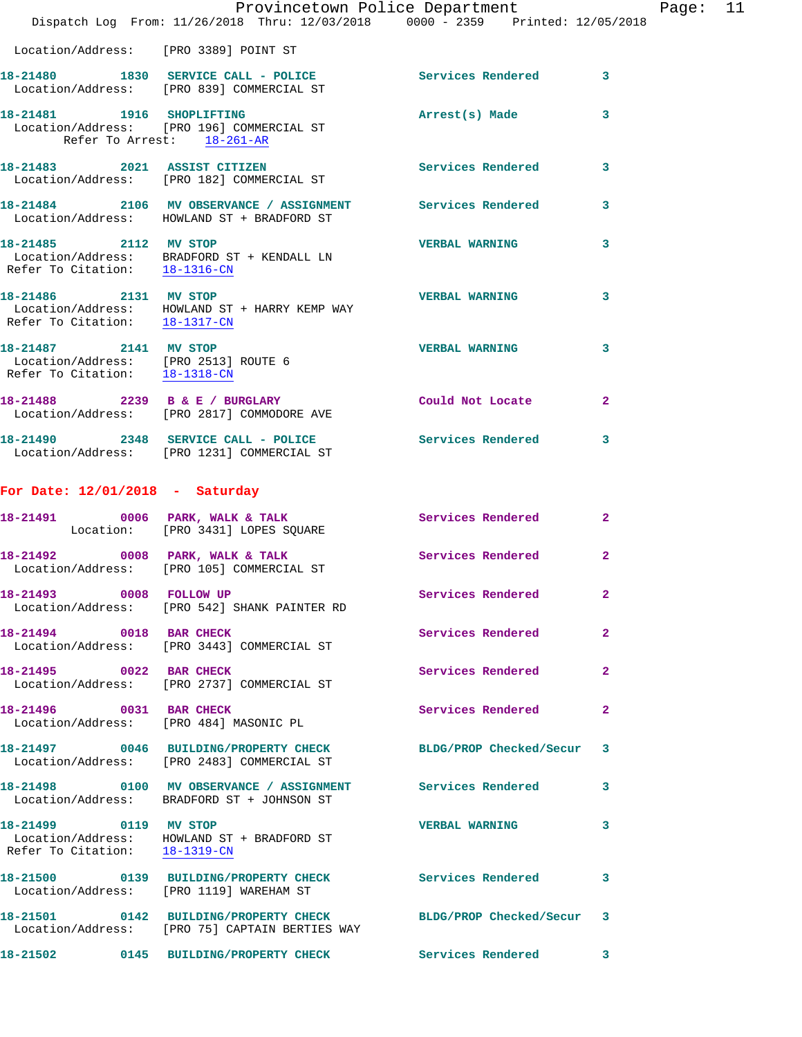Location/Address: [PRO 3389] POINT ST

**18-21480** 1830 **SERVICE CALL - POLICE** Services Rendered 3
Location/Address: [PRO 839] COMMERCIAL ST

**18-21481** 1916 **SHOPLIFTING** Arrest(s) Made 3
Location/Address: [PRO 196] COMMERCIAL ST
Refer To Arrest: 18-261-AR

**18-21483** 2021 **ASSIST CITIZEN** Services Rendered 3
Location/Address: [PRO 182] COMMERCIAL ST

**18-21484** 2106 **MV OBSERVANCE / ASSIGNMENT** Services Rendered 3
Location/Address: HOWLAND ST + BRADFORD ST

**18-21485** 2112 **MV STOP** VERBAL WARNING 3
Location/Address: BRADFORD ST + KENDALL LN
Refer To Citation: 18-1316-CN

**18-21486** 2131 **MV STOP** VERBAL WARNING 3
Location/Address: HOWLAND ST + HARRY KEMP WAY
Refer To Citation: 18-1317-CN

**18-21487** 2141 **MV STOP** VERBAL WARNING 3
Location/Address: [PRO 2513] ROUTE 6
Refer To Citation: 18-1318-CN

**18-21488** 2239 **B & E / BURGLARY** Could Not Locate 2
Location/Address: [PRO 2817] COMMODORE AVE

**18-21490** 2348 **SERVICE CALL - POLICE** Services Rendered 3
Location/Address: [PRO 1231] COMMERCIAL ST

## For Date: 12/01/2018 - Saturday

**18-21491** 0006 **PARK, WALK & TALK** Services Rendered 2
Location: [PRO 3431] LOPES SQUARE

**18-21492** 0008 **PARK, WALK & TALK** Services Rendered 2
Location/Address: [PRO 105] COMMERCIAL ST

**18-21493** 0008 **FOLLOW UP** Services Rendered 2
Location/Address: [PRO 542] SHANK PAINTER RD

**18-21494** 0018 **BAR CHECK** Services Rendered 2
Location/Address: [PRO 3443] COMMERCIAL ST

**18-21495** 0022 **BAR CHECK** Services Rendered 2
Location/Address: [PRO 2737] COMMERCIAL ST

**18-21496** 0031 **BAR CHECK** Services Rendered 2
Location/Address: [PRO 484] MASONIC PL

**18-21497** 0046 **BUILDING/PROPERTY CHECK** BLDG/PROP Checked/Secur 3
Location/Address: [PRO 2483] COMMERCIAL ST

**18-21498** 0100 **MV OBSERVANCE / ASSIGNMENT** Services Rendered 3
Location/Address: BRADFORD ST + JOHNSON ST

**18-21499** 0119 **MV STOP** VERBAL WARNING 3
Location/Address: HOWLAND ST + BRADFORD ST
Refer To Citation: 18-1319-CN

**18-21500** 0139 **BUILDING/PROPERTY CHECK** Services Rendered 3
Location/Address: [PRO 1119] WAREHAM ST

**18-21501** 0142 **BUILDING/PROPERTY CHECK** BLDG/PROP Checked/Secur 3
Location/Address: [PRO 75] CAPTAIN BERTIES WAY

**18-21502** 0145 **BUILDING/PROPERTY CHECK** Services Rendered 3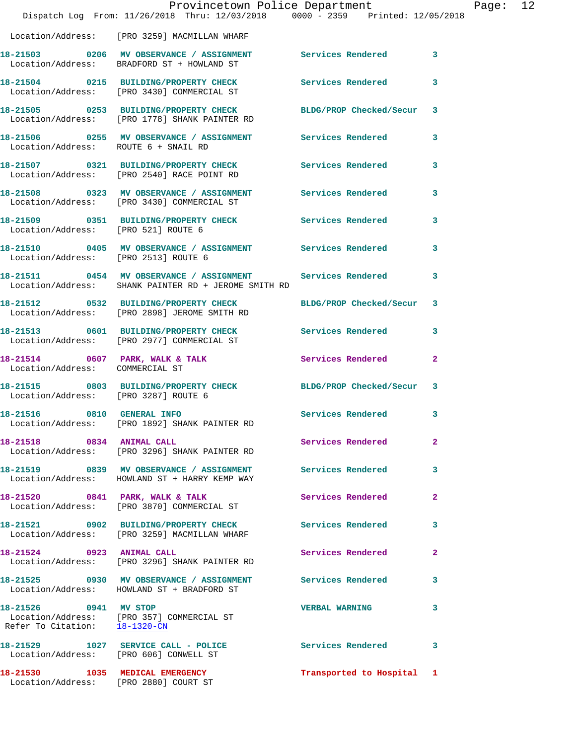Location/Address: [PRO 3259] MACMILLAN WHARF

| Call # | Time | Call Reason | Action | Priority |
|---|---|---|---|---|
| 18-21503 | 0206 | MV OBSERVANCE / ASSIGNMENT | Services Rendered | 3 |
| Location/Address: BRADFORD ST + HOWLAND ST | | | | |
| 18-21504 | 0215 | BUILDING/PROPERTY CHECK | Services Rendered | 3 |
| Location/Address: [PRO 3430] COMMERCIAL ST | | | | |
| 18-21505 | 0253 | BUILDING/PROPERTY CHECK | BLDG/PROP Checked/Secur | 3 |
| Location/Address: [PRO 1778] SHANK PAINTER RD | | | | |
| 18-21506 | 0255 | MV OBSERVANCE / ASSIGNMENT | Services Rendered | 3 |
| Location/Address: ROUTE 6 + SNAIL RD | | | | |
| 18-21507 | 0321 | BUILDING/PROPERTY CHECK | Services Rendered | 3 |
| Location/Address: [PRO 2540] RACE POINT RD | | | | |
| 18-21508 | 0323 | MV OBSERVANCE / ASSIGNMENT | Services Rendered | 3 |
| Location/Address: [PRO 3430] COMMERCIAL ST | | | | |
| 18-21509 | 0351 | BUILDING/PROPERTY CHECK | Services Rendered | 3 |
| Location/Address: [PRO 521] ROUTE 6 | | | | |
| 18-21510 | 0405 | MV OBSERVANCE / ASSIGNMENT | Services Rendered | 3 |
| Location/Address: [PRO 2513] ROUTE 6 | | | | |
| 18-21511 | 0454 | MV OBSERVANCE / ASSIGNMENT | Services Rendered | 3 |
| Location/Address: SHANK PAINTER RD + JEROME SMITH RD | | | | |
| 18-21512 | 0532 | BUILDING/PROPERTY CHECK | BLDG/PROP Checked/Secur | 3 |
| Location/Address: [PRO 2898] JEROME SMITH RD | | | | |
| 18-21513 | 0601 | BUILDING/PROPERTY CHECK | Services Rendered | 3 |
| Location/Address: [PRO 2977] COMMERCIAL ST | | | | |
| 18-21514 | 0607 | PARK, WALK & TALK | Services Rendered | 2 |
| Location/Address: COMMERCIAL ST | | | | |
| 18-21515 | 0803 | BUILDING/PROPERTY CHECK | BLDG/PROP Checked/Secur | 3 |
| Location/Address: [PRO 3287] ROUTE 6 | | | | |
| 18-21516 | 0810 | GENERAL INFO | Services Rendered | 3 |
| Location/Address: [PRO 1892] SHANK PAINTER RD | | | | |
| 18-21518 | 0834 | ANIMAL CALL | Services Rendered | 2 |
| Location/Address: [PRO 3296] SHANK PAINTER RD | | | | |
| 18-21519 | 0839 | MV OBSERVANCE / ASSIGNMENT | Services Rendered | 3 |
| Location/Address: HOWLAND ST + HARRY KEMP WAY | | | | |
| 18-21520 | 0841 | PARK, WALK & TALK | Services Rendered | 2 |
| Location/Address: [PRO 3870] COMMERCIAL ST | | | | |
| 18-21521 | 0902 | BUILDING/PROPERTY CHECK | Services Rendered | 3 |
| Location/Address: [PRO 3259] MACMILLAN WHARF | | | | |
| 18-21524 | 0923 | ANIMAL CALL | Services Rendered | 2 |
| Location/Address: [PRO 3296] SHANK PAINTER RD | | | | |
| 18-21525 | 0930 | MV OBSERVANCE / ASSIGNMENT | Services Rendered | 3 |
| Location/Address: HOWLAND ST + BRADFORD ST | | | | |
| 18-21526 | 0941 | MV STOP | VERBAL WARNING | 3 |
| Location/Address: [PRO 357] COMMERCIAL ST | | | | |
| Refer To Citation: 18-1320-CN | | | | |
| 18-21529 | 1027 | SERVICE CALL - POLICE | Services Rendered | 3 |
| Location/Address: [PRO 606] CONWELL ST | | | | |
| 18-21530 | 1035 | MEDICAL EMERGENCY | Transported to Hospital | 1 |
| Location/Address: [PRO 2880] COURT ST | | | | |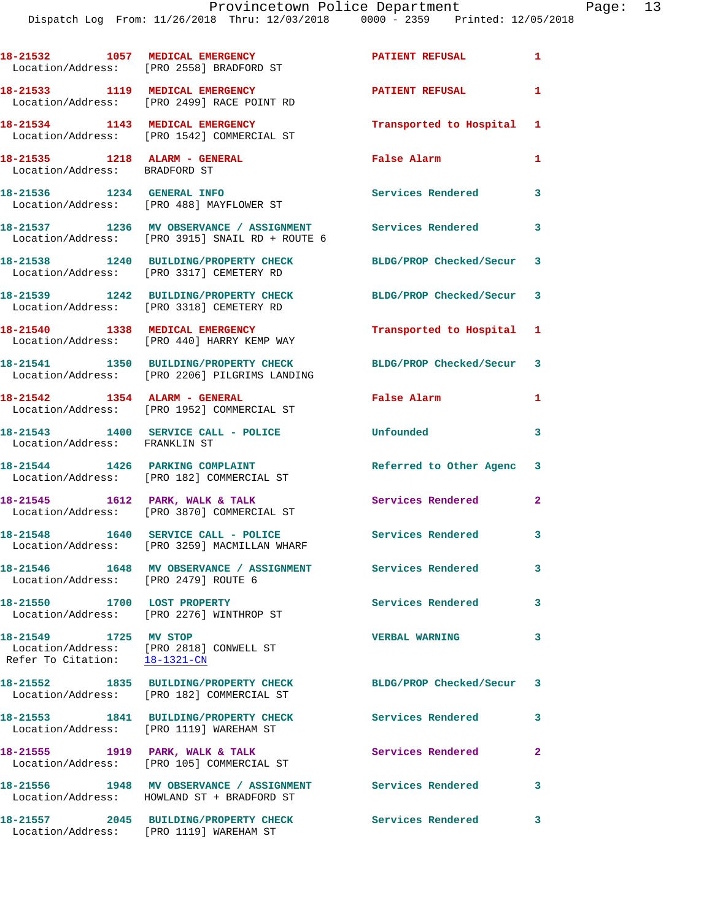| Call # | Time | Call Type | Disposition | Priority |
|---|---|---|---|---|
| 18-21532 | 1057 | MEDICAL EMERGENCY | PATIENT REFUSAL | 1 |
| Location/Address: | | [PRO 2558] BRADFORD ST | | |
| 18-21533 | 1119 | MEDICAL EMERGENCY | PATIENT REFUSAL | 1 |
| Location/Address: | | [PRO 2499] RACE POINT RD | | |
| 18-21534 | 1143 | MEDICAL EMERGENCY | Transported to Hospital | 1 |
| Location/Address: | | [PRO 1542] COMMERCIAL ST | | |
| 18-21535 | 1218 | ALARM - GENERAL | False Alarm | 1 |
| Location/Address: | | BRADFORD ST | | |
| 18-21536 | 1234 | GENERAL INFO | Services Rendered | 3 |
| Location/Address: | | [PRO 488] MAYFLOWER ST | | |
| 18-21537 | 1236 | MV OBSERVANCE / ASSIGNMENT | Services Rendered | 3 |
| Location/Address: | | [PRO 3915] SNAIL RD + ROUTE 6 | | |
| 18-21538 | 1240 | BUILDING/PROPERTY CHECK | BLDG/PROP Checked/Secur | 3 |
| Location/Address: | | [PRO 3317] CEMETERY RD | | |
| 18-21539 | 1242 | BUILDING/PROPERTY CHECK | BLDG/PROP Checked/Secur | 3 |
| Location/Address: | | [PRO 3318] CEMETERY RD | | |
| 18-21540 | 1338 | MEDICAL EMERGENCY | Transported to Hospital | 1 |
| Location/Address: | | [PRO 440] HARRY KEMP WAY | | |
| 18-21541 | 1350 | BUILDING/PROPERTY CHECK | BLDG/PROP Checked/Secur | 3 |
| Location/Address: | | [PRO 2206] PILGRIMS LANDING | | |
| 18-21542 | 1354 | ALARM - GENERAL | False Alarm | 1 |
| Location/Address: | | [PRO 1952] COMMERCIAL ST | | |
| 18-21543 | 1400 | SERVICE CALL - POLICE | Unfounded | 3 |
| Location/Address: | | FRANKLIN ST | | |
| 18-21544 | 1426 | PARKING COMPLAINT | Referred to Other Agenc | 3 |
| Location/Address: | | [PRO 182] COMMERCIAL ST | | |
| 18-21545 | 1612 | PARK, WALK & TALK | Services Rendered | 2 |
| Location/Address: | | [PRO 3870] COMMERCIAL ST | | |
| 18-21548 | 1640 | SERVICE CALL - POLICE | Services Rendered | 3 |
| Location/Address: | | [PRO 3259] MACMILLAN WHARF | | |
| 18-21546 | 1648 | MV OBSERVANCE / ASSIGNMENT | Services Rendered | 3 |
| Location/Address: | | [PRO 2479] ROUTE 6 | | |
| 18-21550 | 1700 | LOST PROPERTY | Services Rendered | 3 |
| Location/Address: | | [PRO 2276] WINTHROP ST | | |
| 18-21549 | 1725 | MV STOP | VERBAL WARNING | 3 |
| Location/Address: | | [PRO 2818] CONWELL ST | | |
| Refer To Citation: | | 18-1321-CN | | |
| 18-21552 | 1835 | BUILDING/PROPERTY CHECK | BLDG/PROP Checked/Secur | 3 |
| Location/Address: | | [PRO 182] COMMERCIAL ST | | |
| 18-21553 | 1841 | BUILDING/PROPERTY CHECK | Services Rendered | 3 |
| Location/Address: | | [PRO 1119] WAREHAM ST | | |
| 18-21555 | 1919 | PARK, WALK & TALK | Services Rendered | 2 |
| Location/Address: | | [PRO 105] COMMERCIAL ST | | |
| 18-21556 | 1948 | MV OBSERVANCE / ASSIGNMENT | Services Rendered | 3 |
| Location/Address: | | HOWLAND ST + BRADFORD ST | | |
| 18-21557 | 2045 | BUILDING/PROPERTY CHECK | Services Rendered | 3 |
| Location/Address: | | [PRO 1119] WAREHAM ST | | |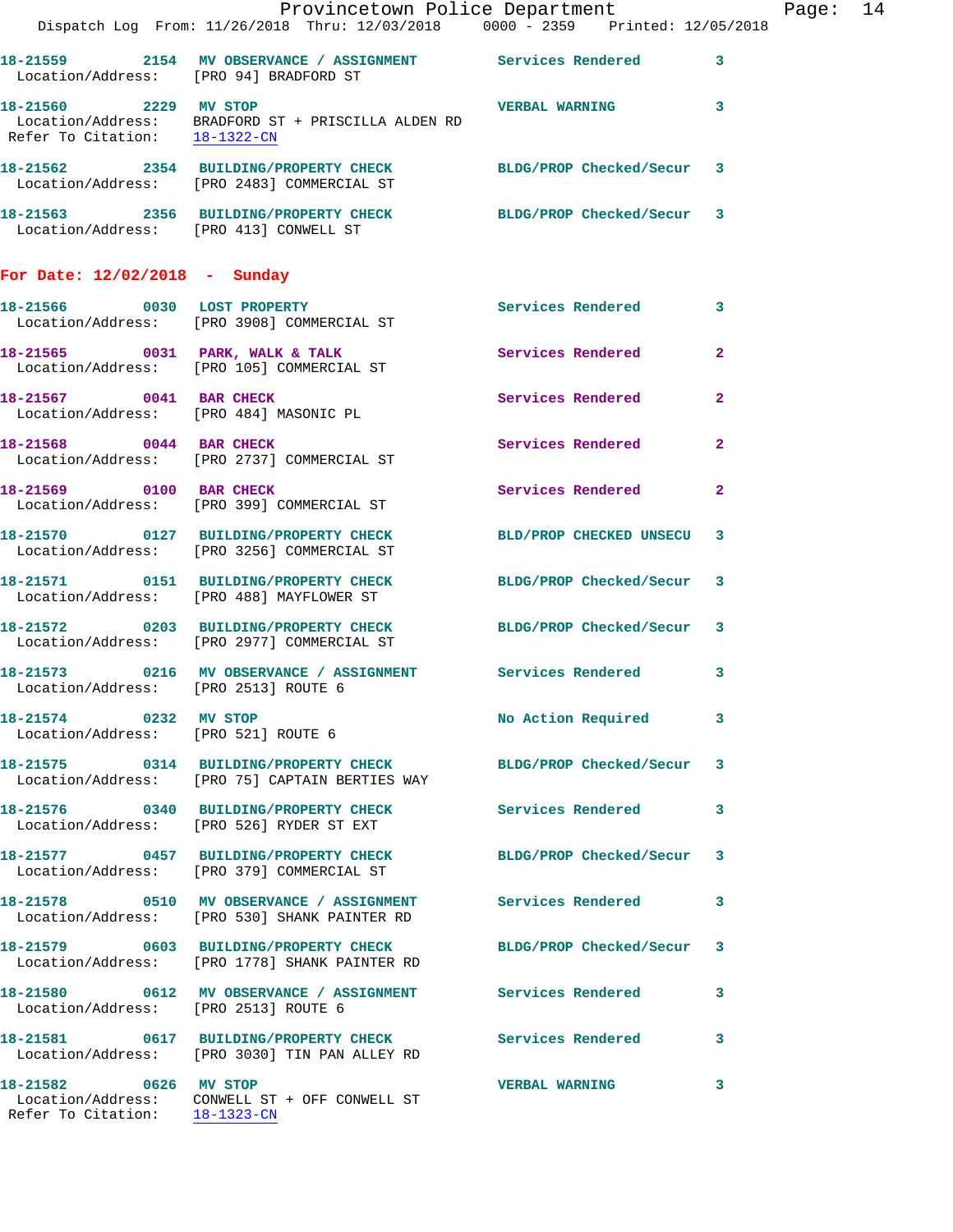18-21559 2154 MV OBSERVANCE / ASSIGNMENT Services Rendered 3
Location/Address: [PRO 94] BRADFORD ST

18-21560 2229 MV STOP VERBAL WARNING 3
Location/Address: BRADFORD ST + PRISCILLA ALDEN RD
Refer To Citation: 18-1322-CN

18-21562 2354 BUILDING/PROPERTY CHECK BLDG/PROP Checked/Secur 3
Location/Address: [PRO 2483] COMMERCIAL ST

18-21563 2356 BUILDING/PROPERTY CHECK BLDG/PROP Checked/Secur 3
Location/Address: [PRO 413] CONWELL ST

**For Date: 12/02/2018 - Sunday**

18-21566 0030 LOST PROPERTY Services Rendered 3
Location/Address: [PRO 3908] COMMERCIAL ST

18-21565 0031 PARK, WALK & TALK Services Rendered 2
Location/Address: [PRO 105] COMMERCIAL ST

18-21567 0041 BAR CHECK Services Rendered 2
Location/Address: [PRO 484] MASONIC PL

18-21568 0044 BAR CHECK Services Rendered 2
Location/Address: [PRO 2737] COMMERCIAL ST

18-21569 0100 BAR CHECK Services Rendered 2
Location/Address: [PRO 399] COMMERCIAL ST

18-21570 0127 BUILDING/PROPERTY CHECK BLD/PROP CHECKED UNSECU 3
Location/Address: [PRO 3256] COMMERCIAL ST

18-21571 0151 BUILDING/PROPERTY CHECK BLDG/PROP Checked/Secur 3
Location/Address: [PRO 488] MAYFLOWER ST

18-21572 0203 BUILDING/PROPERTY CHECK BLDG/PROP Checked/Secur 3
Location/Address: [PRO 2977] COMMERCIAL ST

18-21573 0216 MV OBSERVANCE / ASSIGNMENT Services Rendered 3
Location/Address: [PRO 2513] ROUTE 6

18-21574 0232 MV STOP No Action Required 3
Location/Address: [PRO 521] ROUTE 6

18-21575 0314 BUILDING/PROPERTY CHECK BLDG/PROP Checked/Secur 3
Location/Address: [PRO 75] CAPTAIN BERTIES WAY

18-21576 0340 BUILDING/PROPERTY CHECK Services Rendered 3
Location/Address: [PRO 526] RYDER ST EXT

18-21577 0457 BUILDING/PROPERTY CHECK BLDG/PROP Checked/Secur 3
Location/Address: [PRO 379] COMMERCIAL ST

18-21578 0510 MV OBSERVANCE / ASSIGNMENT Services Rendered 3
Location/Address: [PRO 530] SHANK PAINTER RD

18-21579 0603 BUILDING/PROPERTY CHECK BLDG/PROP Checked/Secur 3
Location/Address: [PRO 1778] SHANK PAINTER RD

18-21580 0612 MV OBSERVANCE / ASSIGNMENT Services Rendered 3
Location/Address: [PRO 2513] ROUTE 6

18-21581 0617 BUILDING/PROPERTY CHECK Services Rendered 3
Location/Address: [PRO 3030] TIN PAN ALLEY RD

18-21582 0626 MV STOP VERBAL WARNING 3
Location/Address: CONWELL ST + OFF CONWELL ST
Refer To Citation: 18-1323-CN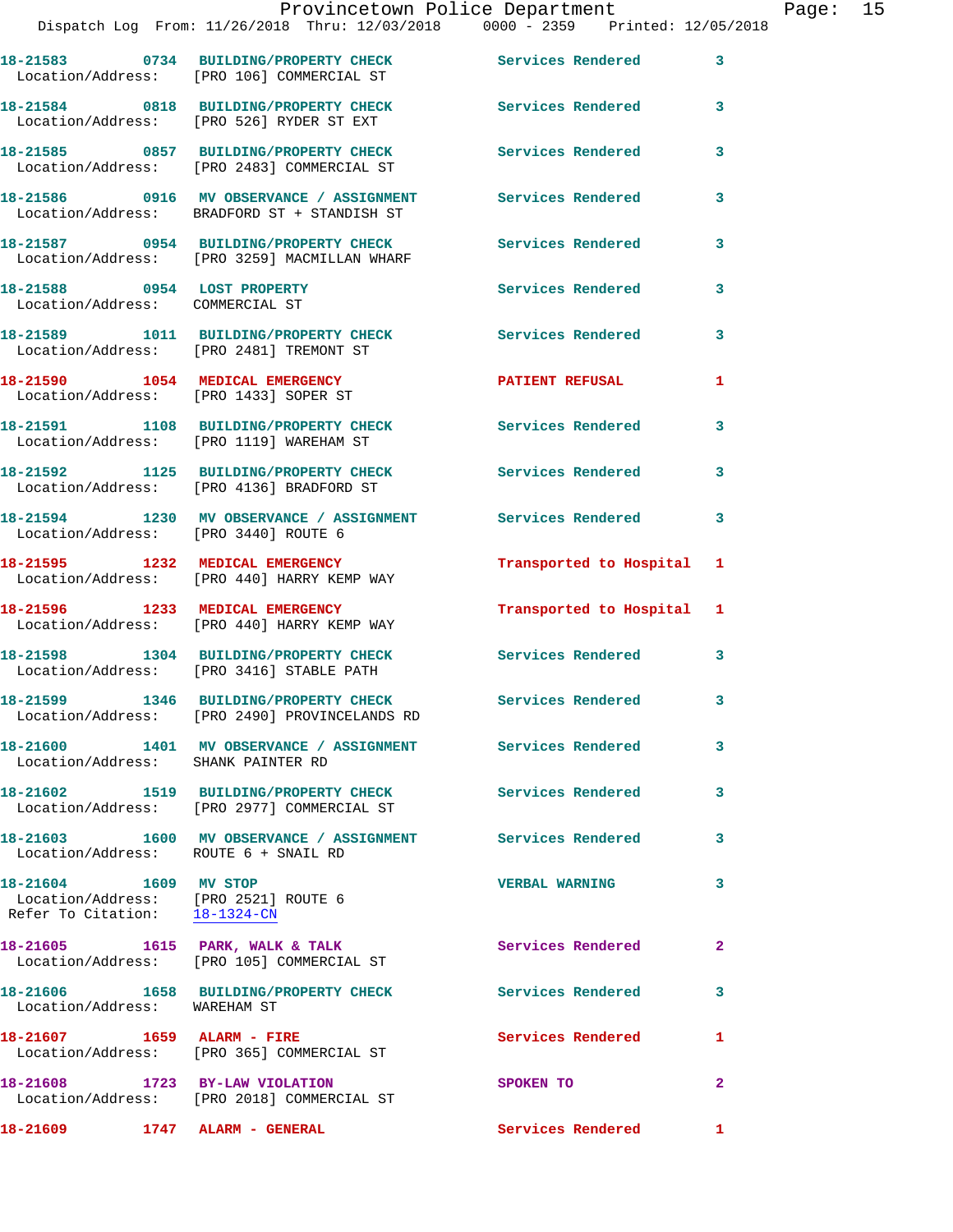18-21583 0734 BUILDING/PROPERTY CHECK Services Rendered 3
Location/Address: [PRO 106] COMMERCIAL ST

18-21584 0818 BUILDING/PROPERTY CHECK Services Rendered 3
Location/Address: [PRO 526] RYDER ST EXT

18-21585 0857 BUILDING/PROPERTY CHECK Services Rendered 3
Location/Address: [PRO 2483] COMMERCIAL ST

18-21586 0916 MV OBSERVANCE / ASSIGNMENT Services Rendered 3
Location/Address: BRADFORD ST + STANDISH ST

18-21587 0954 BUILDING/PROPERTY CHECK Services Rendered 3
Location/Address: [PRO 3259] MACMILLAN WHARF

18-21588 0954 LOST PROPERTY Services Rendered 3
Location/Address: COMMERCIAL ST

18-21589 1011 BUILDING/PROPERTY CHECK Services Rendered 3
Location/Address: [PRO 2481] TREMONT ST

18-21590 1054 MEDICAL EMERGENCY PATIENT REFUSAL 1
Location/Address: [PRO 1433] SOPER ST

18-21591 1108 BUILDING/PROPERTY CHECK Services Rendered 3
Location/Address: [PRO 1119] WAREHAM ST

18-21592 1125 BUILDING/PROPERTY CHECK Services Rendered 3
Location/Address: [PRO 4136] BRADFORD ST

18-21594 1230 MV OBSERVANCE / ASSIGNMENT Services Rendered 3
Location/Address: [PRO 3440] ROUTE 6

18-21595 1232 MEDICAL EMERGENCY Transported to Hospital 1
Location/Address: [PRO 440] HARRY KEMP WAY

18-21596 1233 MEDICAL EMERGENCY Transported to Hospital 1
Location/Address: [PRO 440] HARRY KEMP WAY

18-21598 1304 BUILDING/PROPERTY CHECK Services Rendered 3
Location/Address: [PRO 3416] STABLE PATH

18-21599 1346 BUILDING/PROPERTY CHECK Services Rendered 3
Location/Address: [PRO 2490] PROVINCELANDS RD

18-21600 1401 MV OBSERVANCE / ASSIGNMENT Services Rendered 3
Location/Address: SHANK PAINTER RD

18-21602 1519 BUILDING/PROPERTY CHECK Services Rendered 3
Location/Address: [PRO 2977] COMMERCIAL ST

18-21603 1600 MV OBSERVANCE / ASSIGNMENT Services Rendered 3
Location/Address: ROUTE 6 + SNAIL RD

18-21604 1609 MV STOP VERBAL WARNING 3
Location/Address: [PRO 2521] ROUTE 6
Refer To Citation: 18-1324-CN

18-21605 1615 PARK, WALK & TALK Services Rendered 2
Location/Address: [PRO 105] COMMERCIAL ST

18-21606 1658 BUILDING/PROPERTY CHECK Services Rendered 3
Location/Address: WAREHAM ST

18-21607 1659 ALARM - FIRE Services Rendered 1
Location/Address: [PRO 365] COMMERCIAL ST

18-21608 1723 BY-LAW VIOLATION SPOKEN TO 2
Location/Address: [PRO 2018] COMMERCIAL ST

18-21609 1747 ALARM - GENERAL Services Rendered 1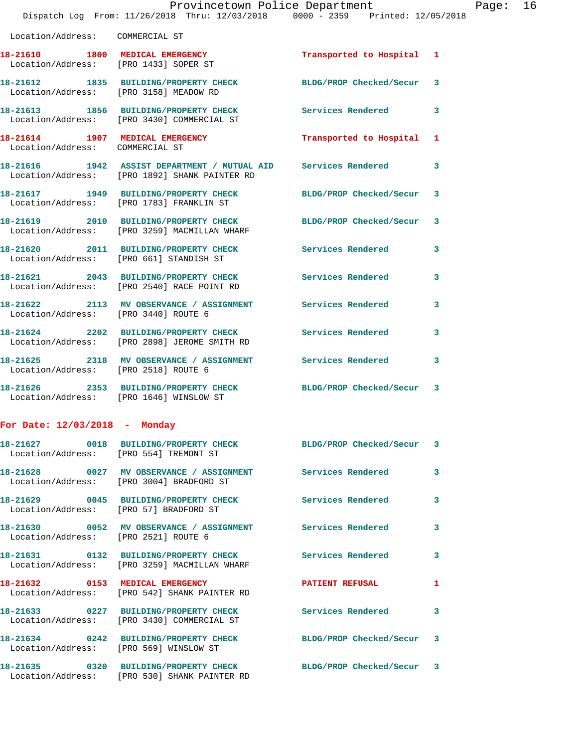Location/Address: COMMERCIAL ST

18-21610 1800 MEDICAL EMERGENCY Transported to Hospital 1
Location/Address: [PRO 1433] SOPER ST

18-21612 1835 BUILDING/PROPERTY CHECK BLDG/PROP Checked/Secur 3
Location/Address: [PRO 3158] MEADOW RD

18-21613 1856 BUILDING/PROPERTY CHECK Services Rendered 3
Location/Address: [PRO 3430] COMMERCIAL ST

18-21614 1907 MEDICAL EMERGENCY Transported to Hospital 1
Location/Address: COMMERCIAL ST

18-21616 1942 ASSIST DEPARTMENT / MUTUAL AID Services Rendered 3
Location/Address: [PRO 1892] SHANK PAINTER RD

18-21617 1949 BUILDING/PROPERTY CHECK BLDG/PROP Checked/Secur 3
Location/Address: [PRO 1783] FRANKLIN ST

18-21619 2010 BUILDING/PROPERTY CHECK BLDG/PROP Checked/Secur 3
Location/Address: [PRO 3259] MACMILLAN WHARF

18-21620 2011 BUILDING/PROPERTY CHECK Services Rendered 3
Location/Address: [PRO 661] STANDISH ST

18-21621 2043 BUILDING/PROPERTY CHECK Services Rendered 3
Location/Address: [PRO 2540] RACE POINT RD

18-21622 2113 MV OBSERVANCE / ASSIGNMENT Services Rendered 3
Location/Address: [PRO 3440] ROUTE 6

18-21624 2202 BUILDING/PROPERTY CHECK Services Rendered 3
Location/Address: [PRO 2898] JEROME SMITH RD

18-21625 2318 MV OBSERVANCE / ASSIGNMENT Services Rendered 3
Location/Address: [PRO 2518] ROUTE 6

18-21626 2353 BUILDING/PROPERTY CHECK BLDG/PROP Checked/Secur 3
Location/Address: [PRO 1646] WINSLOW ST

**For Date: 12/03/2018 - Monday**

18-21627 0018 BUILDING/PROPERTY CHECK BLDG/PROP Checked/Secur 3
Location/Address: [PRO 554] TREMONT ST

18-21628 0027 MV OBSERVANCE / ASSIGNMENT Services Rendered 3
Location/Address: [PRO 3004] BRADFORD ST

18-21629 0045 BUILDING/PROPERTY CHECK Services Rendered 3
Location/Address: [PRO 57] BRADFORD ST

18-21630 0052 MV OBSERVANCE / ASSIGNMENT Services Rendered 3
Location/Address: [PRO 2521] ROUTE 6

18-21631 0132 BUILDING/PROPERTY CHECK Services Rendered 3
Location/Address: [PRO 3259] MACMILLAN WHARF

18-21632 0153 MEDICAL EMERGENCY PATIENT REFUSAL 1
Location/Address: [PRO 542] SHANK PAINTER RD

18-21633 0227 BUILDING/PROPERTY CHECK Services Rendered 3
Location/Address: [PRO 3430] COMMERCIAL ST

18-21634 0242 BUILDING/PROPERTY CHECK BLDG/PROP Checked/Secur 3
Location/Address: [PRO 569] WINSLOW ST

18-21635 0320 BUILDING/PROPERTY CHECK BLDG/PROP Checked/Secur 3
Location/Address: [PRO 530] SHANK PAINTER RD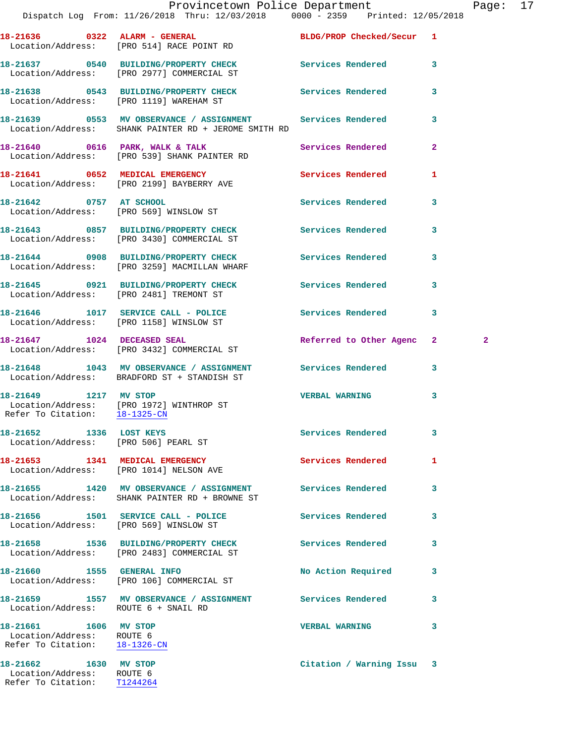18-21636 0322 ALARM - GENERAL BLDG/PROP Checked/Secur 1
Location/Address: [PRO 514] RACE POINT RD

18-21637 0540 BUILDING/PROPERTY CHECK Services Rendered 3
Location/Address: [PRO 2977] COMMERCIAL ST

18-21638 0543 BUILDING/PROPERTY CHECK Services Rendered 3
Location/Address: [PRO 1119] WAREHAM ST

18-21639 0553 MV OBSERVANCE / ASSIGNMENT Services Rendered 3
Location/Address: SHANK PAINTER RD + JEROME SMITH RD

18-21640 0616 PARK, WALK & TALK Services Rendered 2
Location/Address: [PRO 539] SHANK PAINTER RD

18-21641 0652 MEDICAL EMERGENCY Services Rendered 1
Location/Address: [PRO 2199] BAYBERRY AVE

18-21642 0757 AT SCHOOL Services Rendered 3
Location/Address: [PRO 569] WINSLOW ST

18-21643 0857 BUILDING/PROPERTY CHECK Services Rendered 3
Location/Address: [PRO 3430] COMMERCIAL ST

18-21644 0908 BUILDING/PROPERTY CHECK Services Rendered 3
Location/Address: [PRO 3259] MACMILLAN WHARF

18-21645 0921 BUILDING/PROPERTY CHECK Services Rendered 3
Location/Address: [PRO 2481] TREMONT ST

18-21646 1017 SERVICE CALL - POLICE Services Rendered 3
Location/Address: [PRO 1158] WINSLOW ST

18-21647 1024 DECEASED SEAL Referred to Other Agenc 2 2
Location/Address: [PRO 3432] COMMERCIAL ST

18-21648 1043 MV OBSERVANCE / ASSIGNMENT Services Rendered 3
Location/Address: BRADFORD ST + STANDISH ST

18-21649 1217 MV STOP VERBAL WARNING 3
Location/Address: [PRO 1972] WINTHROP ST
Refer To Citation: 18-1325-CN

18-21652 1336 LOST KEYS Services Rendered 3
Location/Address: [PRO 506] PEARL ST

18-21653 1341 MEDICAL EMERGENCY Services Rendered 1
Location/Address: [PRO 1014] NELSON AVE

18-21655 1420 MV OBSERVANCE / ASSIGNMENT Services Rendered 3
Location/Address: SHANK PAINTER RD + BROWNE ST

18-21656 1501 SERVICE CALL - POLICE Services Rendered 3
Location/Address: [PRO 569] WINSLOW ST

18-21658 1536 BUILDING/PROPERTY CHECK Services Rendered 3
Location/Address: [PRO 2483] COMMERCIAL ST

18-21660 1555 GENERAL INFO No Action Required 3
Location/Address: [PRO 106] COMMERCIAL ST

18-21659 1557 MV OBSERVANCE / ASSIGNMENT Services Rendered 3
Location/Address: ROUTE 6 + SNAIL RD

18-21661 1606 MV STOP VERBAL WARNING 3
Location/Address: ROUTE 6
Refer To Citation: 18-1326-CN

18-21662 1630 MV STOP Citation / Warning Issu 3
Location/Address: ROUTE 6
Refer To Citation: T1244264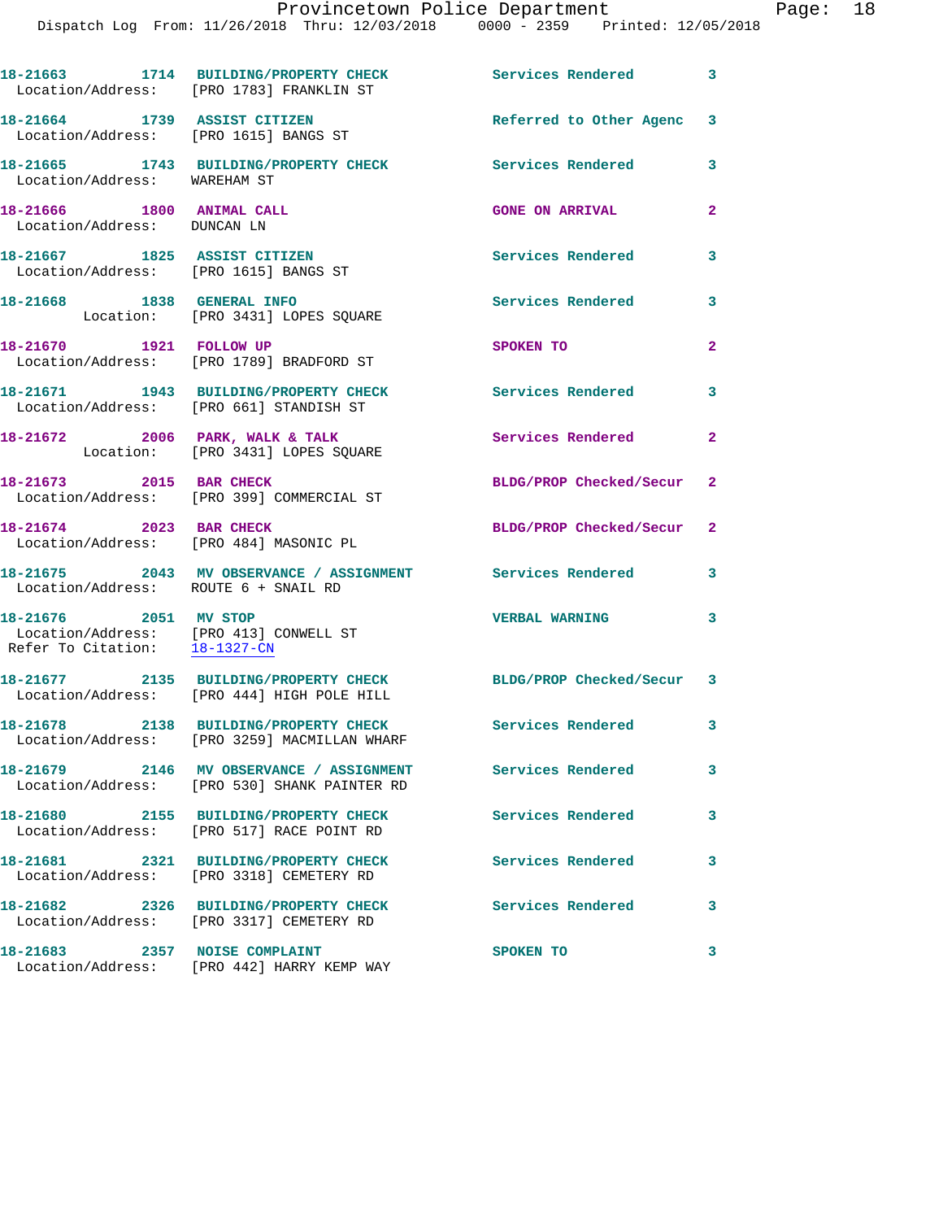18-21663 1714 BUILDING/PROPERTY CHECK Services Rendered 3
Location/Address: [PRO 1783] FRANKLIN ST

18-21664 1739 ASSIST CITIZEN Referred to Other Agenc 3
Location/Address: [PRO 1615] BANGS ST

18-21665 1743 BUILDING/PROPERTY CHECK Services Rendered 3
Location/Address: WAREHAM ST

18-21666 1800 ANIMAL CALL GONE ON ARRIVAL 2
Location/Address: DUNCAN LN

18-21667 1825 ASSIST CITIZEN Services Rendered 3
Location/Address: [PRO 1615] BANGS ST

18-21668 1838 GENERAL INFO Services Rendered 3
Location: [PRO 3431] LOPES SQUARE

18-21670 1921 FOLLOW UP SPOKEN TO 2
Location/Address: [PRO 1789] BRADFORD ST

18-21671 1943 BUILDING/PROPERTY CHECK Services Rendered 3
Location/Address: [PRO 661] STANDISH ST

18-21672 2006 PARK, WALK & TALK Services Rendered 2
Location: [PRO 3431] LOPES SQUARE

18-21673 2015 BAR CHECK BLDG/PROP Checked/Secur 2
Location/Address: [PRO 399] COMMERCIAL ST

18-21674 2023 BAR CHECK BLDG/PROP Checked/Secur 2
Location/Address: [PRO 484] MASONIC PL

18-21675 2043 MV OBSERVANCE / ASSIGNMENT Services Rendered 3
Location/Address: ROUTE 6 + SNAIL RD

18-21676 2051 MV STOP VERBAL WARNING 3
Location/Address: [PRO 413] CONWELL ST
Refer To Citation: 18-1327-CN

18-21677 2135 BUILDING/PROPERTY CHECK BLDG/PROP Checked/Secur 3
Location/Address: [PRO 444] HIGH POLE HILL

18-21678 2138 BUILDING/PROPERTY CHECK Services Rendered 3
Location/Address: [PRO 3259] MACMILLAN WHARF

18-21679 2146 MV OBSERVANCE / ASSIGNMENT Services Rendered 3
Location/Address: [PRO 530] SHANK PAINTER RD

18-21680 2155 BUILDING/PROPERTY CHECK Services Rendered 3
Location/Address: [PRO 517] RACE POINT RD

18-21681 2321 BUILDING/PROPERTY CHECK Services Rendered 3
Location/Address: [PRO 3318] CEMETERY RD

18-21682 2326 BUILDING/PROPERTY CHECK Services Rendered 3
Location/Address: [PRO 3317] CEMETERY RD

18-21683 2357 NOISE COMPLAINT SPOKEN TO 3
Location/Address: [PRO 442] HARRY KEMP WAY